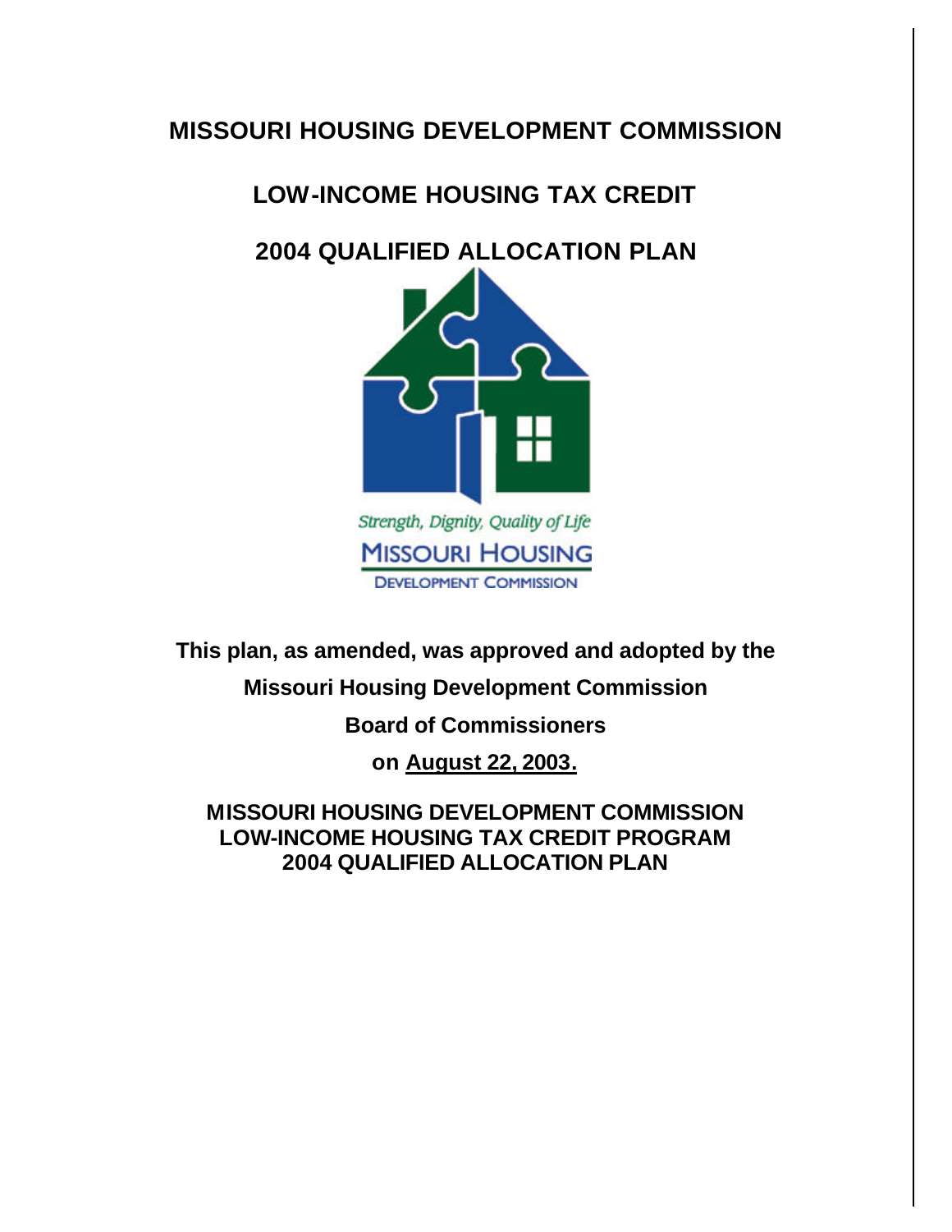# MISSOURI HOUSING DEVELOPMENT COMMISSION

## LOW-INCOME HOUSING TAX CREDIT

## 2004 QUALIFIED ALLOCATION PLAN

*Strength, Dignity, Quality of Life*

MISSOURI HOUSING DEVELOPMENT COMMISSION

**This plan, as amended, was approved and adopted by the**

**Missouri Housing Development Commission**

**Board of Commissioners**

**on August 22, 2003.**

**MISSOURI HOUSING DEVELOPMENT COMMISSION**
**LOW-INCOME HOUSING TAX CREDIT PROGRAM**
**2004 QUALIFIED ALLOCATION PLAN**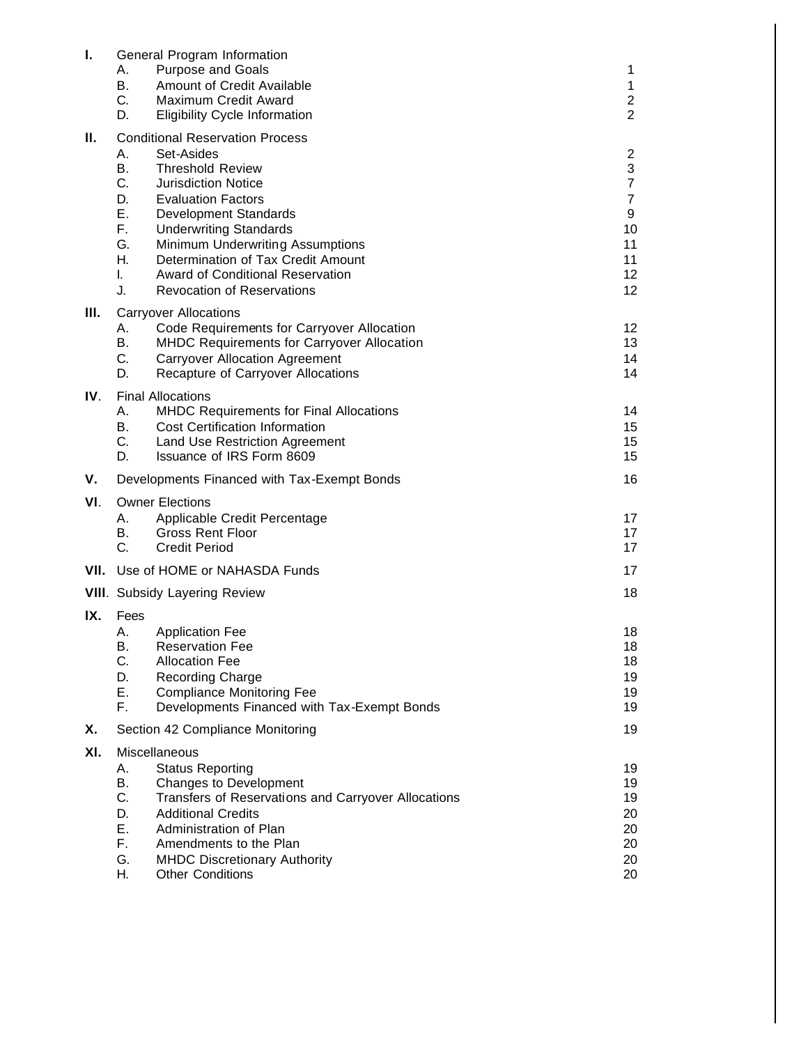| | | |
|---|---|---|
| **I.** | General Program Information | |
| | A. Purpose and Goals | 1 |
| | B. Amount of Credit Available | 1 |
| | C. Maximum Credit Award | 2 |
| | D. Eligibility Cycle Information | 2 |
| **II.** | Conditional Reservation Process | |
| | A. Set-Asides | 2 |
| | B. Threshold Review | 3 |
| | C. Jurisdiction Notice | 7 |
| | D. Evaluation Factors | 7 |
| | E. Development Standards | 9 |
| | F. Underwriting Standards | 10 |
| | G. Minimum Underwriting Assumptions | 11 |
| | H. Determination of Tax Credit Amount | 11 |
| | I. Award of Conditional Reservation | 12 |
| | J. Revocation of Reservations | 12 |
| **III.** | Carryover Allocations | |
| | A. Code Requirements for Carryover Allocation | 12 |
| | B. MHDC Requirements for Carryover Allocation | 13 |
| | C. Carryover Allocation Agreement | 14 |
| | D. Recapture of Carryover Allocations | 14 |
| **IV.** | Final Allocations | |
| | A. MHDC Requirements for Final Allocations | 14 |
| | B. Cost Certification Information | 15 |
| | C. Land Use Restriction Agreement | 15 |
| | D. Issuance of IRS Form 8609 | 15 |
| **V.** | Developments Financed with Tax-Exempt Bonds | 16 |
| **VI.** | Owner Elections | |
| | A. Applicable Credit Percentage | 17 |
| | B. Gross Rent Floor | 17 |
| | C. Credit Period | 17 |
| **VII.** | Use of HOME or NAHASDA Funds | 17 |
| **VIII.** | Subsidy Layering Review | 18 |
| **IX.** | Fees | |
| | A. Application Fee | 18 |
| | B. Reservation Fee | 18 |
| | C. Allocation Fee | 18 |
| | D. Recording Charge | 19 |
| | E. Compliance Monitoring Fee | 19 |
| | F. Developments Financed with Tax-Exempt Bonds | 19 |
| **X.** | Section 42 Compliance Monitoring | 19 |
| **XI.** | Miscellaneous | |
| | A. Status Reporting | 19 |
| | B. Changes to Development | 19 |
| | C. Transfers of Reservations and Carryover Allocations | 19 |
| | D. Additional Credits | 20 |
| | E. Administration of Plan | 20 |
| | F. Amendments to the Plan | 20 |
| | G. MHDC Discretionary Authority | 20 |
| | H. Other Conditions | 20 |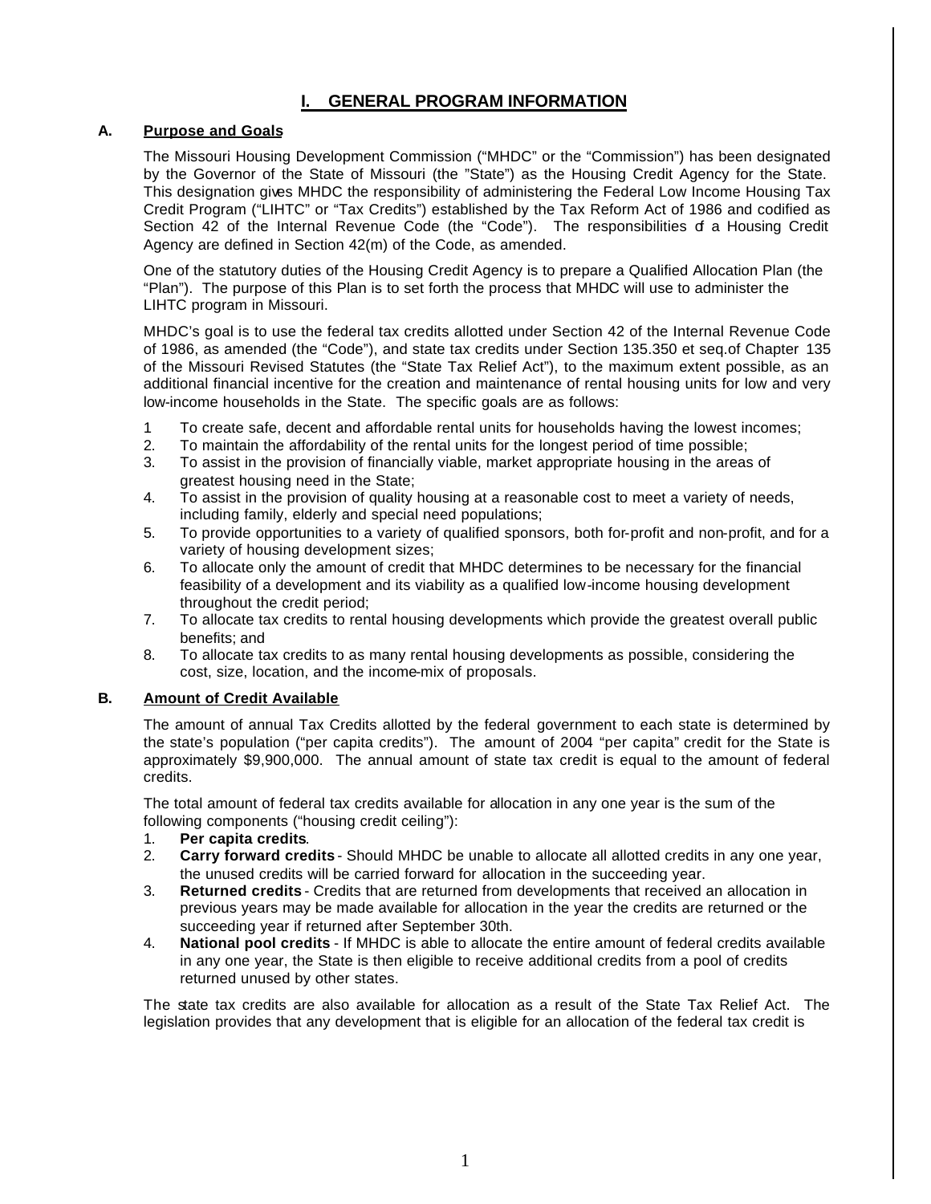# I. GENERAL PROGRAM INFORMATION

## A. Purpose and Goals

The Missouri Housing Development Commission ("MHDC" or the "Commission") has been designated by the Governor of the State of Missouri (the "State") as the Housing Credit Agency for the State. This designation gives MHDC the responsibility of administering the Federal Low Income Housing Tax Credit Program ("LIHTC" or "Tax Credits") established by the Tax Reform Act of 1986 and codified as Section 42 of the Internal Revenue Code (the "Code"). The responsibilities of a Housing Credit Agency are defined in Section 42(m) of the Code, as amended.

One of the statutory duties of the Housing Credit Agency is to prepare a Qualified Allocation Plan (the "Plan"). The purpose of this Plan is to set forth the process that MHDC will use to administer the LIHTC program in Missouri.

MHDC's goal is to use the federal tax credits allotted under Section 42 of the Internal Revenue Code of 1986, as amended (the "Code"), and state tax credits under Section 135.350 et seq.of Chapter 135 of the Missouri Revised Statutes (the "State Tax Relief Act"), to the maximum extent possible, as an additional financial incentive for the creation and maintenance of rental housing units for low and very low-income households in the State. The specific goals are as follows:

1 To create safe, decent and affordable rental units for households having the lowest incomes;
2. To maintain the affordability of the rental units for the longest period of time possible;
3. To assist in the provision of financially viable, market appropriate housing in the areas of greatest housing need in the State;
4. To assist in the provision of quality housing at a reasonable cost to meet a variety of needs, including family, elderly and special need populations;
5. To provide opportunities to a variety of qualified sponsors, both for-profit and non-profit, and for a variety of housing development sizes;
6. To allocate only the amount of credit that MHDC determines to be necessary for the financial feasibility of a development and its viability as a qualified low-income housing development throughout the credit period;
7. To allocate tax credits to rental housing developments which provide the greatest overall public benefits; and
8. To allocate tax credits to as many rental housing developments as possible, considering the cost, size, location, and the income-mix of proposals.

## B. Amount of Credit Available

The amount of annual Tax Credits allotted by the federal government to each state is determined by the state's population ("per capita credits"). The amount of 2004 "per capita" credit for the State is approximately $9,900,000. The annual amount of state tax credit is equal to the amount of federal credits.

The total amount of federal tax credits available for allocation in any one year is the sum of the following components ("housing credit ceiling"):

1. **Per capita credits**.
2. **Carry forward credits** - Should MHDC be unable to allocate all allotted credits in any one year, the unused credits will be carried forward for allocation in the succeeding year.
3. **Returned credits** - Credits that are returned from developments that received an allocation in previous years may be made available for allocation in the year the credits are returned or the succeeding year if returned after September 30th.
4. **National pool credits** - If MHDC is able to allocate the entire amount of federal credits available in any one year, the State is then eligible to receive additional credits from a pool of credits returned unused by other states.

The state tax credits are also available for allocation as a result of the State Tax Relief Act. The legislation provides that any development that is eligible for an allocation of the federal tax credit is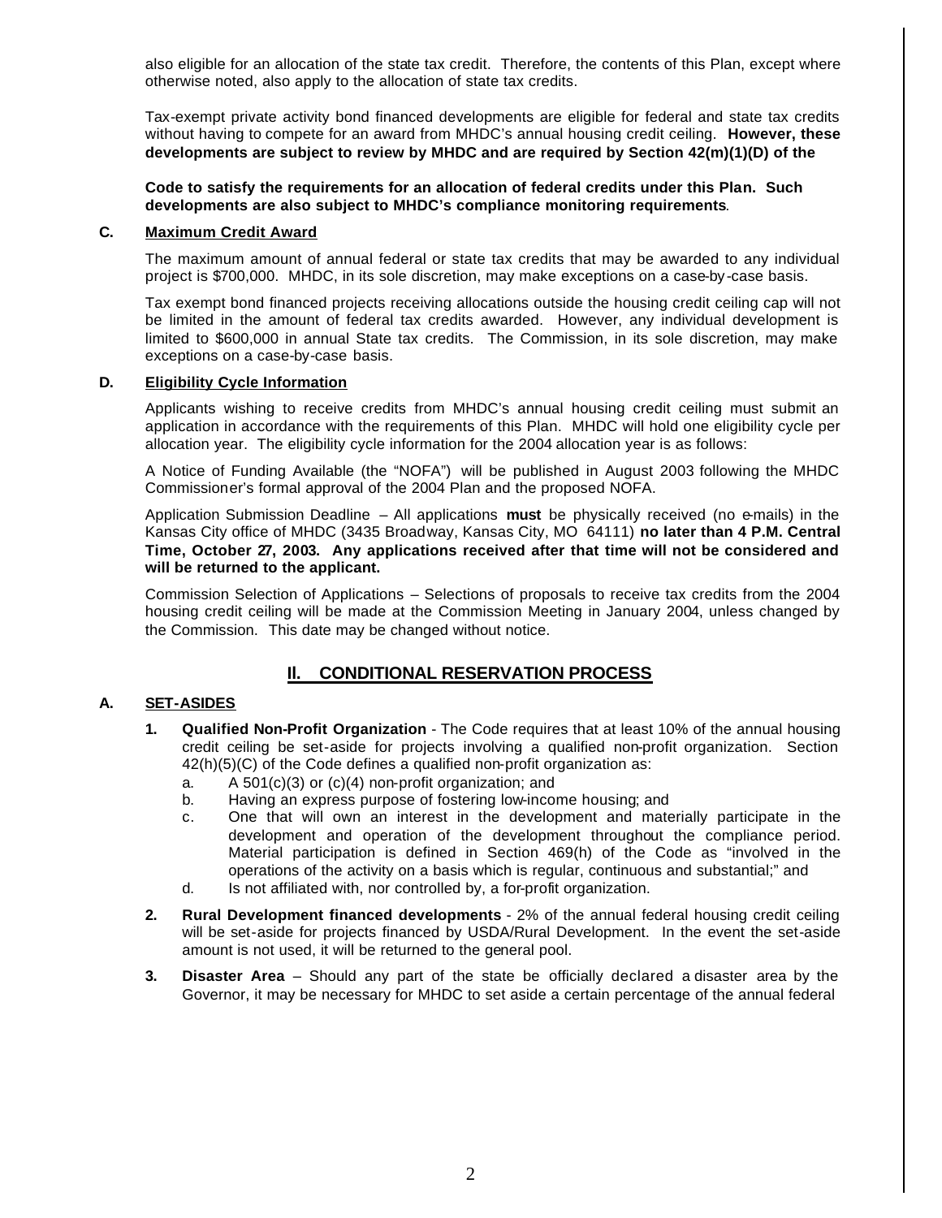also eligible for an allocation of the state tax credit. Therefore, the contents of this Plan, except where otherwise noted, also apply to the allocation of state tax credits.

Tax-exempt private activity bond financed developments are eligible for federal and state tax credits without having to compete for an award from MHDC's annual housing credit ceiling. **However, these developments are subject to review by MHDC and are required by Section 42(m)(1)(D) of the**

**Code to satisfy the requirements for an allocation of federal credits under this Plan. Such developments are also subject to MHDC's compliance monitoring requirements**.

### C. Maximum Credit Award

The maximum amount of annual federal or state tax credits that may be awarded to any individual project is $700,000. MHDC, in its sole discretion, may make exceptions on a case-by-case basis.

Tax exempt bond financed projects receiving allocations outside the housing credit ceiling cap will not be limited in the amount of federal tax credits awarded. However, any individual development is limited to $600,000 in annual State tax credits. The Commission, in its sole discretion, may make exceptions on a case-by-case basis.

### D. Eligibility Cycle Information

Applicants wishing to receive credits from MHDC's annual housing credit ceiling must submit an application in accordance with the requirements of this Plan. MHDC will hold one eligibility cycle per allocation year. The eligibility cycle information for the 2004 allocation year is as follows:

A Notice of Funding Available (the "NOFA") will be published in August 2003 following the MHDC Commissioner's formal approval of the 2004 Plan and the proposed NOFA.

Application Submission Deadline – All applications **must** be physically received (no e-mails) in the Kansas City office of MHDC (3435 Broadway, Kansas City, MO 64111) **no later than 4 P.M. Central Time, October 27, 2003. Any applications received after that time will not be considered and will be returned to the applicant.**

Commission Selection of Applications – Selections of proposals to receive tax credits from the 2004 housing credit ceiling will be made at the Commission Meeting in January 2004, unless changed by the Commission. This date may be changed without notice.

## II. CONDITIONAL RESERVATION PROCESS

### A. SET-ASIDES

1. **Qualified Non-Profit Organization** - The Code requires that at least 10% of the annual housing credit ceiling be set-aside for projects involving a qualified non-profit organization. Section 42(h)(5)(C) of the Code defines a qualified non-profit organization as:
   a. A 501(c)(3) or (c)(4) non-profit organization; and
   b. Having an express purpose of fostering low-income housing; and
   c. One that will own an interest in the development and materially participate in the development and operation of the development throughout the compliance period. Material participation is defined in Section 469(h) of the Code as "involved in the operations of the activity on a basis which is regular, continuous and substantial;" and
   d. Is not affiliated with, nor controlled by, a for-profit organization.

2. **Rural Development financed developments** - 2% of the annual federal housing credit ceiling will be set-aside for projects financed by USDA/Rural Development. In the event the set-aside amount is not used, it will be returned to the general pool.

3. **Disaster Area** – Should any part of the state be officially declared a disaster area by the Governor, it may be necessary for MHDC to set aside a certain percentage of the annual federal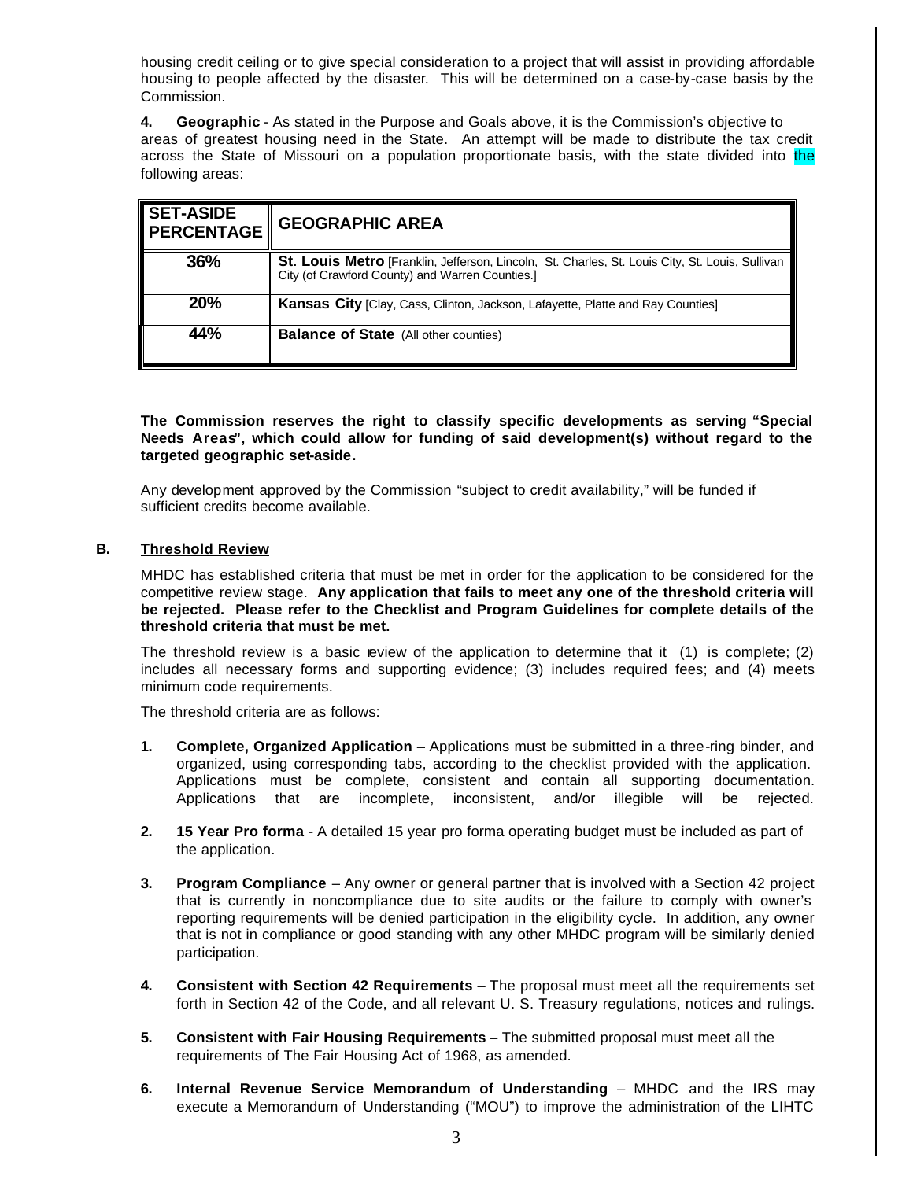housing credit ceiling or to give special consideration to a project that will assist in providing affordable housing to people affected by the disaster. This will be determined on a case-by-case basis by the Commission.

**4. Geographic** - As stated in the Purpose and Goals above, it is the Commission's objective to areas of greatest housing need in the State. An attempt will be made to distribute the tax credit across the State of Missouri on a population proportionate basis, with the state divided into the following areas:

| SET-ASIDE PERCENTAGE | GEOGRAPHIC AREA |
|---|---|
| **36%** | **St. Louis Metro** [Franklin, Jefferson, Lincoln, St. Charles, St. Louis City, St. Louis, Sullivan City (of Crawford County) and Warren Counties.] |
| **20%** | **Kansas City** [Clay, Cass, Clinton, Jackson, Lafayette, Platte and Ray Counties] |
| **44%** | **Balance of State** (All other counties) |

**The Commission reserves the right to classify specific developments as serving "Special Needs Areas", which could allow for funding of said development(s) without regard to the targeted geographic set-aside.**

Any development approved by the Commission "subject to credit availability," will be funded if sufficient credits become available.

### B. Threshold Review

MHDC has established criteria that must be met in order for the application to be considered for the competitive review stage. **Any application that fails to meet any one of the threshold criteria will be rejected. Please refer to the Checklist and Program Guidelines for complete details of the threshold criteria that must be met.**

The threshold review is a basic review of the application to determine that it (1) is complete; (2) includes all necessary forms and supporting evidence; (3) includes required fees; and (4) meets minimum code requirements.

The threshold criteria are as follows:

1. **Complete, Organized Application** – Applications must be submitted in a three-ring binder, and organized, using corresponding tabs, according to the checklist provided with the application. Applications must be complete, consistent and contain all supporting documentation. Applications that are incomplete, inconsistent, and/or illegible will be rejected.

2. **15 Year Pro forma** - A detailed 15 year pro forma operating budget must be included as part of the application.

3. **Program Compliance** – Any owner or general partner that is involved with a Section 42 project that is currently in noncompliance due to site audits or the failure to comply with owner's reporting requirements will be denied participation in the eligibility cycle. In addition, any owner that is not in compliance or good standing with any other MHDC program will be similarly denied participation.

4. **Consistent with Section 42 Requirements** – The proposal must meet all the requirements set forth in Section 42 of the Code, and all relevant U. S. Treasury regulations, notices and rulings.

5. **Consistent with Fair Housing Requirements** – The submitted proposal must meet all the requirements of The Fair Housing Act of 1968, as amended.

6. **Internal Revenue Service Memorandum of Understanding** – MHDC and the IRS may execute a Memorandum of Understanding ("MOU") to improve the administration of the LIHTC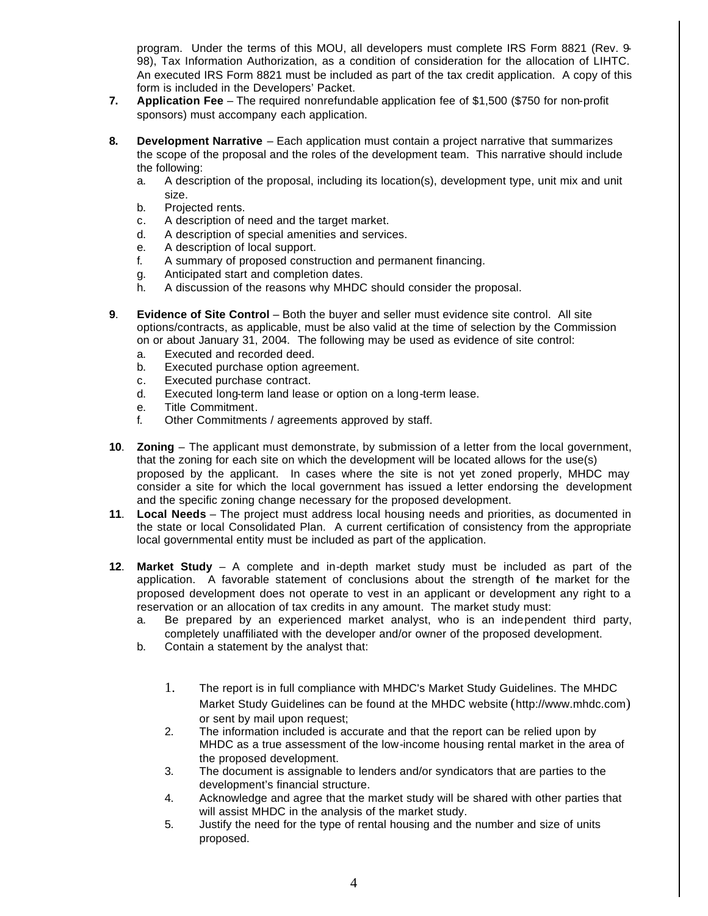program. Under the terms of this MOU, all developers must complete IRS Form 8821 (Rev. 9-98), Tax Information Authorization, as a condition of consideration for the allocation of LIHTC. An executed IRS Form 8821 must be included as part of the tax credit application. A copy of this form is included in the Developers' Packet.

**7.** **Application Fee** – The required nonrefundable application fee of $1,500 ($750 for non-profit sponsors) must accompany each application.

**8.** **Development Narrative** – Each application must contain a project narrative that summarizes the scope of the proposal and the roles of the development team. This narrative should include the following:

a. A description of the proposal, including its location(s), development type, unit mix and unit size.
b. Projected rents.
c. A description of need and the target market.
d. A description of special amenities and services.
e. A description of local support.
f. A summary of proposed construction and permanent financing.
g. Anticipated start and completion dates.
h. A discussion of the reasons why MHDC should consider the proposal.

**9**. **Evidence of Site Control** – Both the buyer and seller must evidence site control. All site options/contracts, as applicable, must be also valid at the time of selection by the Commission on or about January 31, 2004. The following may be used as evidence of site control:

a. Executed and recorded deed.
b. Executed purchase option agreement.
c. Executed purchase contract.
d. Executed long-term land lease or option on a long-term lease.
e. Title Commitment.
f. Other Commitments / agreements approved by staff.

**10**. **Zoning** – The applicant must demonstrate, by submission of a letter from the local government, that the zoning for each site on which the development will be located allows for the use(s) proposed by the applicant. In cases where the site is not yet zoned properly, MHDC may consider a site for which the local government has issued a letter endorsing the development and the specific zoning change necessary for the proposed development.

**11**. **Local Needs** – The project must address local housing needs and priorities, as documented in the state or local Consolidated Plan. A current certification of consistency from the appropriate local governmental entity must be included as part of the application.

**12**. **Market Study** – A complete and in-depth market study must be included as part of the application. A favorable statement of conclusions about the strength of the market for the proposed development does not operate to vest in an applicant or development any right to a reservation or an allocation of tax credits in any amount. The market study must:

a. Be prepared by an experienced market analyst, who is an independent third party, completely unaffiliated with the developer and/or owner of the proposed development.
b. Contain a statement by the analyst that:

    1. The report is in full compliance with MHDC's Market Study Guidelines. The MHDC Market Study Guidelines can be found at the MHDC website (http://www.mhdc.com) or sent by mail upon request;
    2. The information included is accurate and that the report can be relied upon by MHDC as a true assessment of the low-income housing rental market in the area of the proposed development.
    3. The document is assignable to lenders and/or syndicators that are parties to the development's financial structure.
    4. Acknowledge and agree that the market study will be shared with other parties that will assist MHDC in the analysis of the market study.
    5. Justify the need for the type of rental housing and the number and size of units proposed.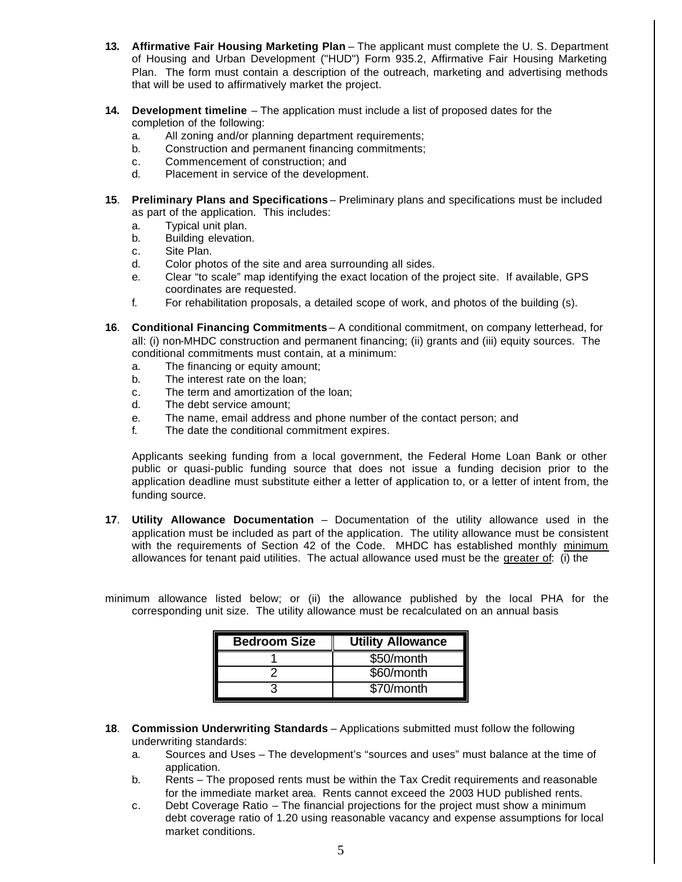**13. Affirmative Fair Housing Marketing Plan** – The applicant must complete the U. S. Department of Housing and Urban Development ("HUD") Form 935.2, Affirmative Fair Housing Marketing Plan. The form must contain a description of the outreach, marketing and advertising methods that will be used to affirmatively market the project.

**14. Development timeline** – The application must include a list of proposed dates for the completion of the following:

a. All zoning and/or planning department requirements;
b. Construction and permanent financing commitments;
c. Commencement of construction; and
d. Placement in service of the development.

**15**. **Preliminary Plans and Specifications** – Preliminary plans and specifications must be included as part of the application. This includes:

a. Typical unit plan.
b. Building elevation.
c. Site Plan.
d. Color photos of the site and area surrounding all sides.
e. Clear "to scale" map identifying the exact location of the project site. If available, GPS coordinates are requested.
f. For rehabilitation proposals, a detailed scope of work, and photos of the building (s).

**16**. **Conditional Financing Commitments** – A conditional commitment, on company letterhead, for all: (i) non-MHDC construction and permanent financing; (ii) grants and (iii) equity sources. The conditional commitments must contain, at a minimum:

a. The financing or equity amount;
b. The interest rate on the loan;
c. The term and amortization of the loan;
d. The debt service amount;
e. The name, email address and phone number of the contact person; and
f. The date the conditional commitment expires.

Applicants seeking funding from a local government, the Federal Home Loan Bank or other public or quasi-public funding source that does not issue a funding decision prior to the application deadline must substitute either a letter of application to, or a letter of intent from, the funding source.

**17**. **Utility Allowance Documentation** – Documentation of the utility allowance used in the application must be included as part of the application. The utility allowance must be consistent with the requirements of Section 42 of the Code. MHDC has established monthly minimum allowances for tenant paid utilities. The actual allowance used must be the greater of: (i) the minimum allowance listed below; or (ii) the allowance published by the local PHA for the corresponding unit size. The utility allowance must be recalculated on an annual basis

| Bedroom Size | Utility Allowance |
|---|---|
| 1 | $50/month |
| 2 | $60/month |
| 3 | $70/month |

**18**. **Commission Underwriting Standards** – Applications submitted must follow the following underwriting standards:

a. Sources and Uses – The development's "sources and uses" must balance at the time of application.
b. Rents – The proposed rents must be within the Tax Credit requirements and reasonable for the immediate market area. Rents cannot exceed the 2003 HUD published rents.
c. Debt Coverage Ratio – The financial projections for the project must show a minimum debt coverage ratio of 1.20 using reasonable vacancy and expense assumptions for local market conditions.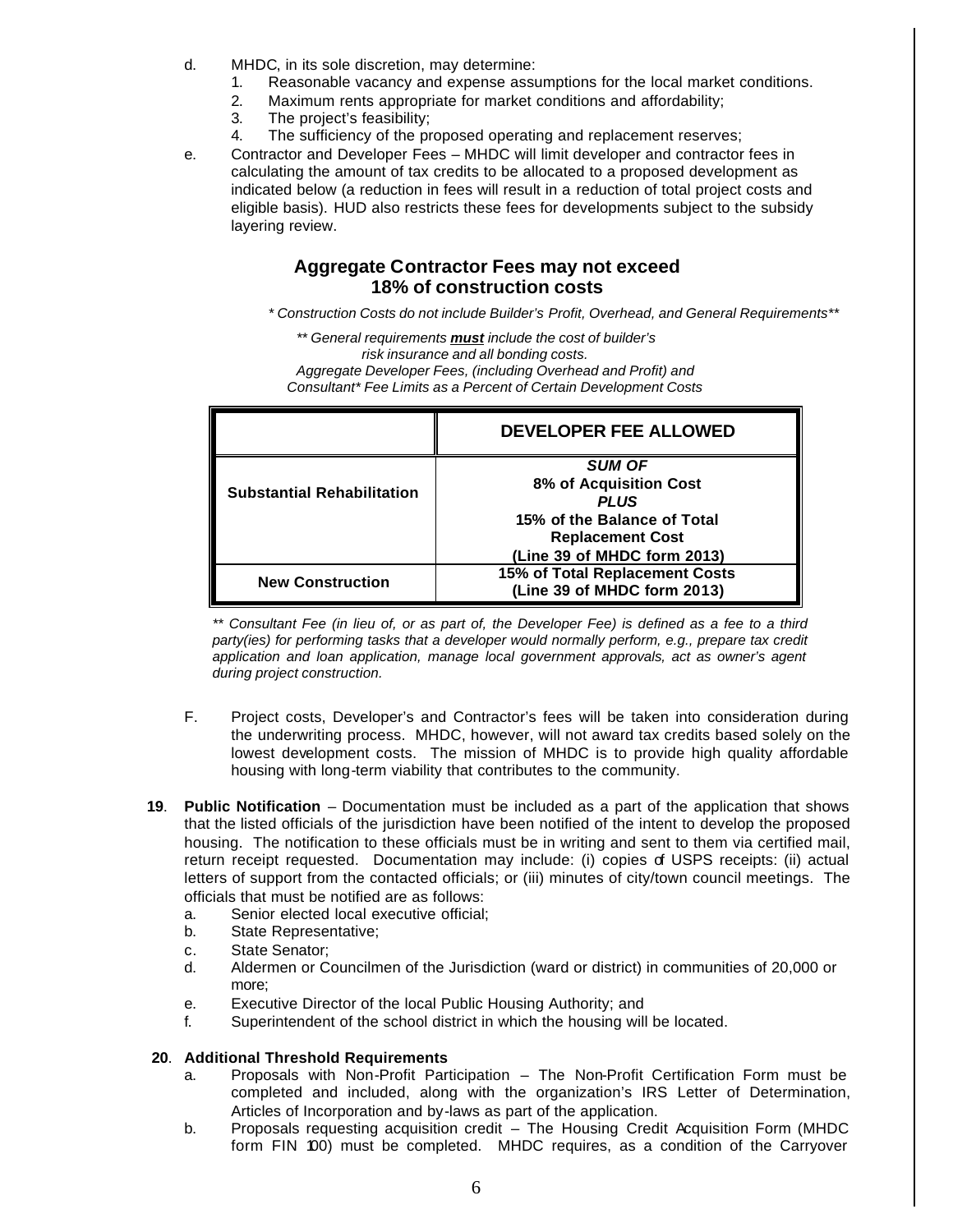d. MHDC, in its sole discretion, may determine:
   1. Reasonable vacancy and expense assumptions for the local market conditions.
   2. Maximum rents appropriate for market conditions and affordability;
   3. The project's feasibility;
   4. The sufficiency of the proposed operating and replacement reserves;

e. Contractor and Developer Fees – MHDC will limit developer and contractor fees in calculating the amount of tax credits to be allocated to a proposed development as indicated below (a reduction in fees will result in a reduction of total project costs and eligible basis). HUD also restricts these fees for developments subject to the subsidy layering review.

**Aggregate Contractor Fees may not exceed**
**18% of construction costs**

*\* Construction Costs do not include Builder's Profit, Overhead, and General Requirements\*\**

*\*\* General requirements **must** include the cost of builder's risk insurance and all bonding costs.*
*Aggregate Developer Fees, (including Overhead and Profit) and Consultant\* Fee Limits as a Percent of Certain Development Costs*

| | DEVELOPER FEE ALLOWED |
|---|---|
| **Substantial Rehabilitation** | ***SUM OF*** **8% of Acquisition Cost** ***PLUS*** **15% of the Balance of Total Replacement Cost (Line 39 of MHDC form 2013)** |
| **New Construction** | **15% of Total Replacement Costs (Line 39 of MHDC form 2013)** |

*\*\* Consultant Fee (in lieu of, or as part of, the Developer Fee) is defined as a fee to a third party(ies) for performing tasks that a developer would normally perform, e.g., prepare tax credit application and loan application, manage local government approvals, act as owner's agent during project construction.*

F. Project costs, Developer's and Contractor's fees will be taken into consideration during the underwriting process. MHDC, however, will not award tax credits based solely on the lowest development costs. The mission of MHDC is to provide high quality affordable housing with long-term viability that contributes to the community.

**19**. **Public Notification** – Documentation must be included as a part of the application that shows that the listed officials of the jurisdiction have been notified of the intent to develop the proposed housing. The notification to these officials must be in writing and sent to them via certified mail, return receipt requested. Documentation may include: (i) copies of USPS receipts: (ii) actual letters of support from the contacted officials; or (iii) minutes of city/town council meetings. The officials that must be notified are as follows:

a. Senior elected local executive official;
b. State Representative;
c. State Senator;
d. Aldermen or Councilmen of the Jurisdiction (ward or district) in communities of 20,000 or more;
e. Executive Director of the local Public Housing Authority; and
f. Superintendent of the school district in which the housing will be located.

**20**. **Additional Threshold Requirements**

a. Proposals with Non-Profit Participation – The Non-Profit Certification Form must be completed and included, along with the organization's IRS Letter of Determination, Articles of Incorporation and by-laws as part of the application.
b. Proposals requesting acquisition credit – The Housing Credit Acquisition Form (MHDC form FIN 100) must be completed. MHDC requires, as a condition of the Carryover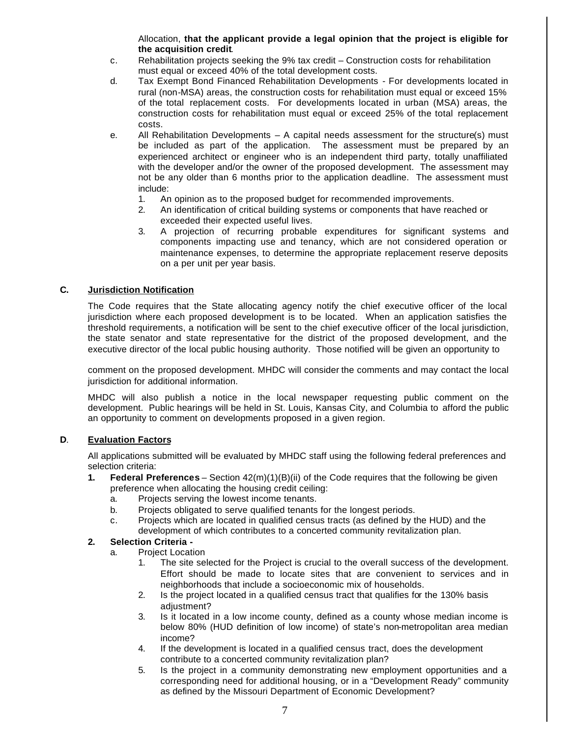Allocation, **that the applicant provide a legal opinion that the project is eligible for the acquisition credit**.

c. Rehabilitation projects seeking the 9% tax credit – Construction costs for rehabilitation must equal or exceed 40% of the total development costs.

d. Tax Exempt Bond Financed Rehabilitation Developments - For developments located in rural (non-MSA) areas, the construction costs for rehabilitation must equal or exceed 15% of the total replacement costs. For developments located in urban (MSA) areas, the construction costs for rehabilitation must equal or exceed 25% of the total replacement costs.

e. All Rehabilitation Developments – A capital needs assessment for the structure(s) must be included as part of the application. The assessment must be prepared by an experienced architect or engineer who is an independent third party, totally unaffiliated with the developer and/or the owner of the proposed development. The assessment may not be any older than 6 months prior to the application deadline. The assessment must include:
   1. An opinion as to the proposed budget for recommended improvements.
   2. An identification of critical building systems or components that have reached or exceeded their expected useful lives.
   3. A projection of recurring probable expenditures for significant systems and components impacting use and tenancy, which are not considered operation or maintenance expenses, to determine the appropriate replacement reserve deposits on a per unit per year basis.

## C. Jurisdiction Notification

The Code requires that the State allocating agency notify the chief executive officer of the local jurisdiction where each proposed development is to be located. When an application satisfies the threshold requirements, a notification will be sent to the chief executive officer of the local jurisdiction, the state senator and state representative for the district of the proposed development, and the executive director of the local public housing authority. Those notified will be given an opportunity to comment on the proposed development. MHDC will consider the comments and may contact the local jurisdiction for additional information.

MHDC will also publish a notice in the local newspaper requesting public comment on the development. Public hearings will be held in St. Louis, Kansas City, and Columbia to afford the public an opportunity to comment on developments proposed in a given region.

## D. Evaluation Factors

All applications submitted will be evaluated by MHDC staff using the following federal preferences and selection criteria:

1. **Federal Preferences** – Section 42(m)(1)(B)(ii) of the Code requires that the following be given preference when allocating the housing credit ceiling:
   a. Projects serving the lowest income tenants.
   b. Projects obligated to serve qualified tenants for the longest periods.
   c. Projects which are located in qualified census tracts (as defined by the HUD) and the development of which contributes to a concerted community revitalization plan.

2. **Selection Criteria -**
   a. Project Location
      1. The site selected for the Project is crucial to the overall success of the development. Effort should be made to locate sites that are convenient to services and in neighborhoods that include a socioeconomic mix of households.
      2. Is the project located in a qualified census tract that qualifies for the 130% basis adjustment?
      3. Is it located in a low income county, defined as a county whose median income is below 80% (HUD definition of low income) of state's non-metropolitan area median income?
      4. If the development is located in a qualified census tract, does the development contribute to a concerted community revitalization plan?
      5. Is the project in a community demonstrating new employment opportunities and a corresponding need for additional housing, or in a "Development Ready" community as defined by the Missouri Department of Economic Development?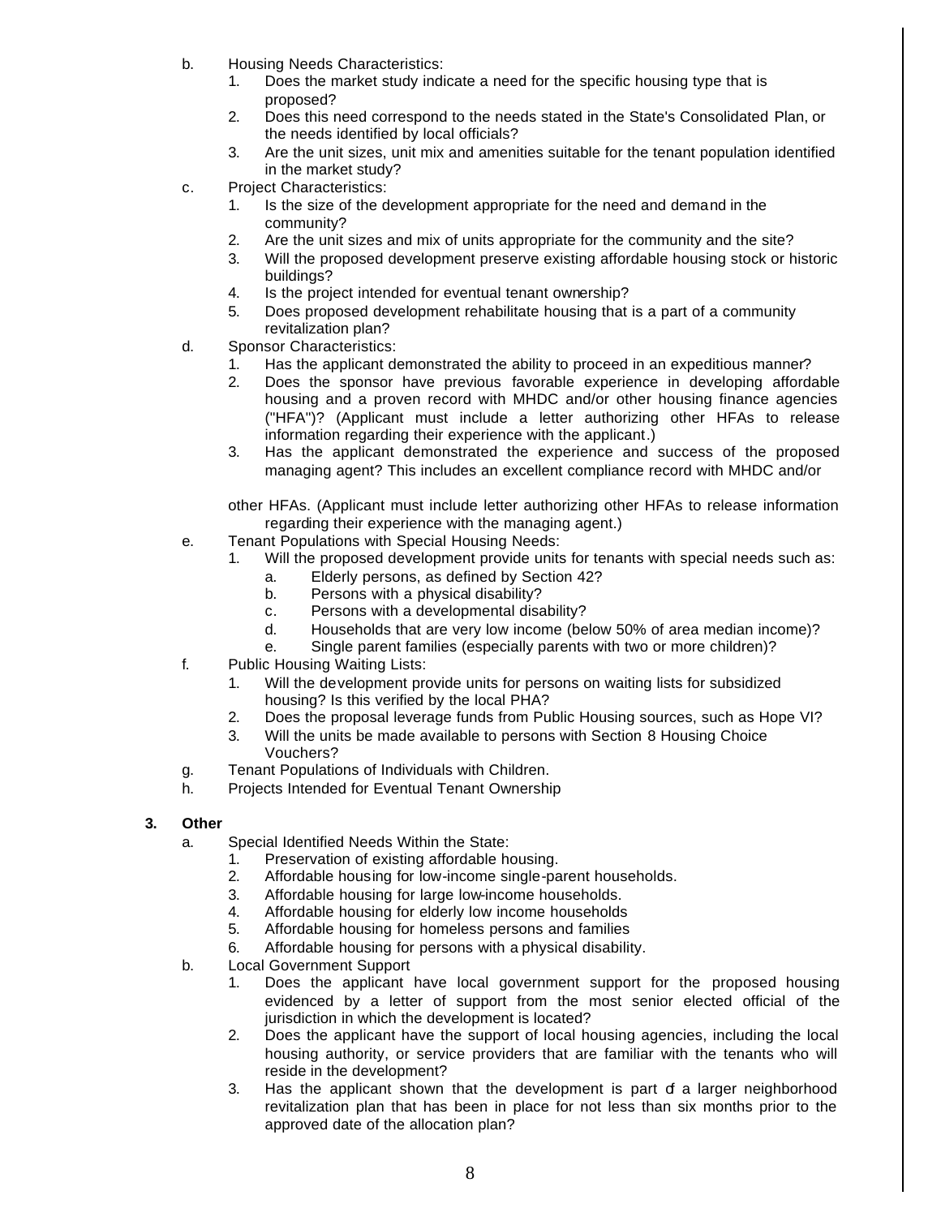b. Housing Needs Characteristics:
   1. Does the market study indicate a need for the specific housing type that is proposed?
   2. Does this need correspond to the needs stated in the State's Consolidated Plan, or the needs identified by local officials?
   3. Are the unit sizes, unit mix and amenities suitable for the tenant population identified in the market study?

c. Project Characteristics:
   1. Is the size of the development appropriate for the need and demand in the community?
   2. Are the unit sizes and mix of units appropriate for the community and the site?
   3. Will the proposed development preserve existing affordable housing stock or historic buildings?
   4. Is the project intended for eventual tenant ownership?
   5. Does proposed development rehabilitate housing that is a part of a community revitalization plan?

d. Sponsor Characteristics:
   1. Has the applicant demonstrated the ability to proceed in an expeditious manner?
   2. Does the sponsor have previous favorable experience in developing affordable housing and a proven record with MHDC and/or other housing finance agencies ("HFA")? (Applicant must include a letter authorizing other HFAs to release information regarding their experience with the applicant.)
   3. Has the applicant demonstrated the experience and success of the proposed managing agent? This includes an excellent compliance record with MHDC and/or other HFAs. (Applicant must include letter authorizing other HFAs to release information regarding their experience with the managing agent.)

e. Tenant Populations with Special Housing Needs:
   1. Will the proposed development provide units for tenants with special needs such as:
      a. Elderly persons, as defined by Section 42?
      b. Persons with a physical disability?
      c. Persons with a developmental disability?
      d. Households that are very low income (below 50% of area median income)?
      e. Single parent families (especially parents with two or more children)?

f. Public Housing Waiting Lists:
   1. Will the development provide units for persons on waiting lists for subsidized housing? Is this verified by the local PHA?
   2. Does the proposal leverage funds from Public Housing sources, such as Hope VI?
   3. Will the units be made available to persons with Section 8 Housing Choice Vouchers?

g. Tenant Populations of Individuals with Children.

h. Projects Intended for Eventual Tenant Ownership

**3. Other**

a. Special Identified Needs Within the State:
   1. Preservation of existing affordable housing.
   2. Affordable housing for low-income single-parent households.
   3. Affordable housing for large low-income households.
   4. Affordable housing for elderly low income households
   5. Affordable housing for homeless persons and families
   6. Affordable housing for persons with a physical disability.

b. Local Government Support
   1. Does the applicant have local government support for the proposed housing evidenced by a letter of support from the most senior elected official of the jurisdiction in which the development is located?
   2. Does the applicant have the support of local housing agencies, including the local housing authority, or service providers that are familiar with the tenants who will reside in the development?
   3. Has the applicant shown that the development is part of a larger neighborhood revitalization plan that has been in place for not less than six months prior to the approved date of the allocation plan?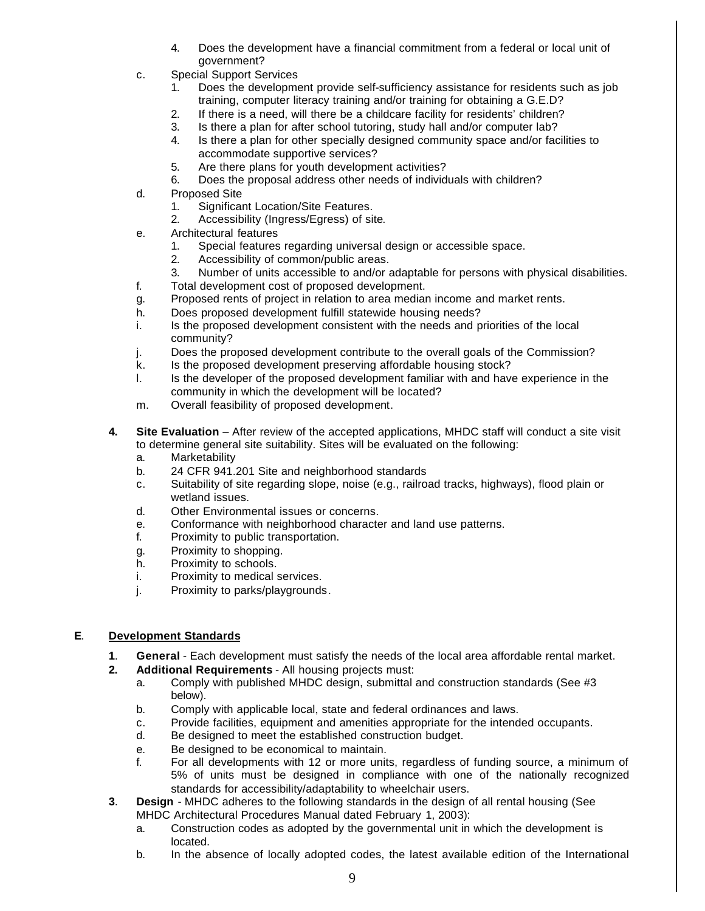4. Does the development have a financial commitment from a federal or local unit of government?

c. Special Support Services
   1. Does the development provide self-sufficiency assistance for residents such as job training, computer literacy training and/or training for obtaining a G.E.D?
   2. If there is a need, will there be a childcare facility for residents' children?
   3. Is there a plan for after school tutoring, study hall and/or computer lab?
   4. Is there a plan for other specially designed community space and/or facilities to accommodate supportive services?
   5. Are there plans for youth development activities?
   6. Does the proposal address other needs of individuals with children?

d. Proposed Site
   1. Significant Location/Site Features.
   2. Accessibility (Ingress/Egress) of site.

e. Architectural features
   1. Special features regarding universal design or accessible space.
   2. Accessibility of common/public areas.
   3. Number of units accessible to and/or adaptable for persons with physical disabilities.

f. Total development cost of proposed development.

g. Proposed rents of project in relation to area median income and market rents.

h. Does proposed development fulfill statewide housing needs?

i. Is the proposed development consistent with the needs and priorities of the local community?

j. Does the proposed development contribute to the overall goals of the Commission?

k. Is the proposed development preserving affordable housing stock?

l. Is the developer of the proposed development familiar with and have experience in the community in which the development will be located?

m. Overall feasibility of proposed development.

**4. Site Evaluation** – After review of the accepted applications, MHDC staff will conduct a site visit to determine general site suitability. Sites will be evaluated on the following:

a. Marketability
b. 24 CFR 941.201 Site and neighborhood standards
c. Suitability of site regarding slope, noise (e.g., railroad tracks, highways), flood plain or wetland issues.
d. Other Environmental issues or concerns.
e. Conformance with neighborhood character and land use patterns.
f. Proximity to public transportation.
g. Proximity to shopping.
h. Proximity to schools.
i. Proximity to medical services.
j. Proximity to parks/playgrounds.

## E. Development Standards

**1. General** - Each development must satisfy the needs of the local area affordable rental market.

**2. Additional Requirements** - All housing projects must:

a. Comply with published MHDC design, submittal and construction standards (See #3 below).
b. Comply with applicable local, state and federal ordinances and laws.
c. Provide facilities, equipment and amenities appropriate for the intended occupants.
d. Be designed to meet the established construction budget.
e. Be designed to be economical to maintain.
f. For all developments with 12 or more units, regardless of funding source, a minimum of 5% of units must be designed in compliance with one of the nationally recognized standards for accessibility/adaptability to wheelchair users.

**3. Design** - MHDC adheres to the following standards in the design of all rental housing (See MHDC Architectural Procedures Manual dated February 1, 2003):

a. Construction codes as adopted by the governmental unit in which the development is located.
b. In the absence of locally adopted codes, the latest available edition of the International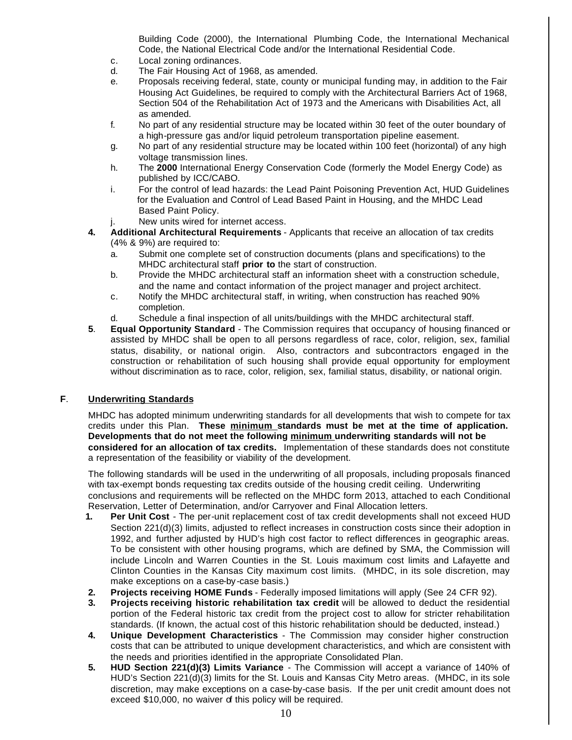Building Code (2000), the International Plumbing Code, the International Mechanical Code, the National Electrical Code and/or the International Residential Code.

c. Local zoning ordinances.

d. The Fair Housing Act of 1968, as amended.

e. Proposals receiving federal, state, county or municipal funding may, in addition to the Fair Housing Act Guidelines, be required to comply with the Architectural Barriers Act of 1968, Section 504 of the Rehabilitation Act of 1973 and the Americans with Disabilities Act, all as amended.

f. No part of any residential structure may be located within 30 feet of the outer boundary of a high-pressure gas and/or liquid petroleum transportation pipeline easement.

g. No part of any residential structure may be located within 100 feet (horizontal) of any high voltage transmission lines.

h. The **2000** International Energy Conservation Code (formerly the Model Energy Code) as published by ICC/CABO.

i. For the control of lead hazards: the Lead Paint Poisoning Prevention Act, HUD Guidelines for the Evaluation and Control of Lead Based Paint in Housing, and the MHDC Lead Based Paint Policy.

j. New units wired for internet access.

**4. Additional Architectural Requirements** - Applicants that receive an allocation of tax credits (4% & 9%) are required to:

a. Submit one complete set of construction documents (plans and specifications) to the MHDC architectural staff **prior to** the start of construction.

b. Provide the MHDC architectural staff an information sheet with a construction schedule, and the name and contact information of the project manager and project architect.

c. Notify the MHDC architectural staff, in writing, when construction has reached 90% completion.

d. Schedule a final inspection of all units/buildings with the MHDC architectural staff.

**5**. **Equal Opportunity Standard** - The Commission requires that occupancy of housing financed or assisted by MHDC shall be open to all persons regardless of race, color, religion, sex, familial status, disability, or national origin. Also, contractors and subcontractors engaged in the construction or rehabilitation of such housing shall provide equal opportunity for employment without discrimination as to race, color, religion, sex, familial status, disability, or national origin.

## F. Underwriting Standards

MHDC has adopted minimum underwriting standards for all developments that wish to compete for tax credits under this Plan. **These minimum standards must be met at the time of application. Developments that do not meet the following minimum underwriting standards will not be considered for an allocation of tax credits.** Implementation of these standards does not constitute a representation of the feasibility or viability of the development.

The following standards will be used in the underwriting of all proposals, including proposals financed with tax-exempt bonds requesting tax credits outside of the housing credit ceiling. Underwriting conclusions and requirements will be reflected on the MHDC form 2013, attached to each Conditional Reservation, Letter of Determination, and/or Carryover and Final Allocation letters.

1. **Per Unit Cost** - The per-unit replacement cost of tax credit developments shall not exceed HUD Section 221(d)(3) limits, adjusted to reflect increases in construction costs since their adoption in 1992, and further adjusted by HUD's high cost factor to reflect differences in geographic areas. To be consistent with other housing programs, which are defined by SMA, the Commission will include Lincoln and Warren Counties in the St. Louis maximum cost limits and Lafayette and Clinton Counties in the Kansas City maximum cost limits. (MHDC, in its sole discretion, may make exceptions on a case-by-case basis.)
2. **Projects receiving HOME Funds** - Federally imposed limitations will apply (See 24 CFR 92).
3. **Projects receiving historic rehabilitation tax credit** will be allowed to deduct the residential portion of the Federal historic tax credit from the project cost to allow for stricter rehabilitation standards. (If known, the actual cost of this historic rehabilitation should be deducted, instead.)
4. **Unique Development Characteristics** - The Commission may consider higher construction costs that can be attributed to unique development characteristics, and which are consistent with the needs and priorities identified in the appropriate Consolidated Plan.
5. **HUD Section 221(d)(3) Limits Variance** - The Commission will accept a variance of 140% of HUD's Section 221(d)(3) limits for the St. Louis and Kansas City Metro areas. (MHDC, in its sole discretion, may make exceptions on a case-by-case basis. If the per unit credit amount does not exceed $10,000, no waiver of this policy will be required.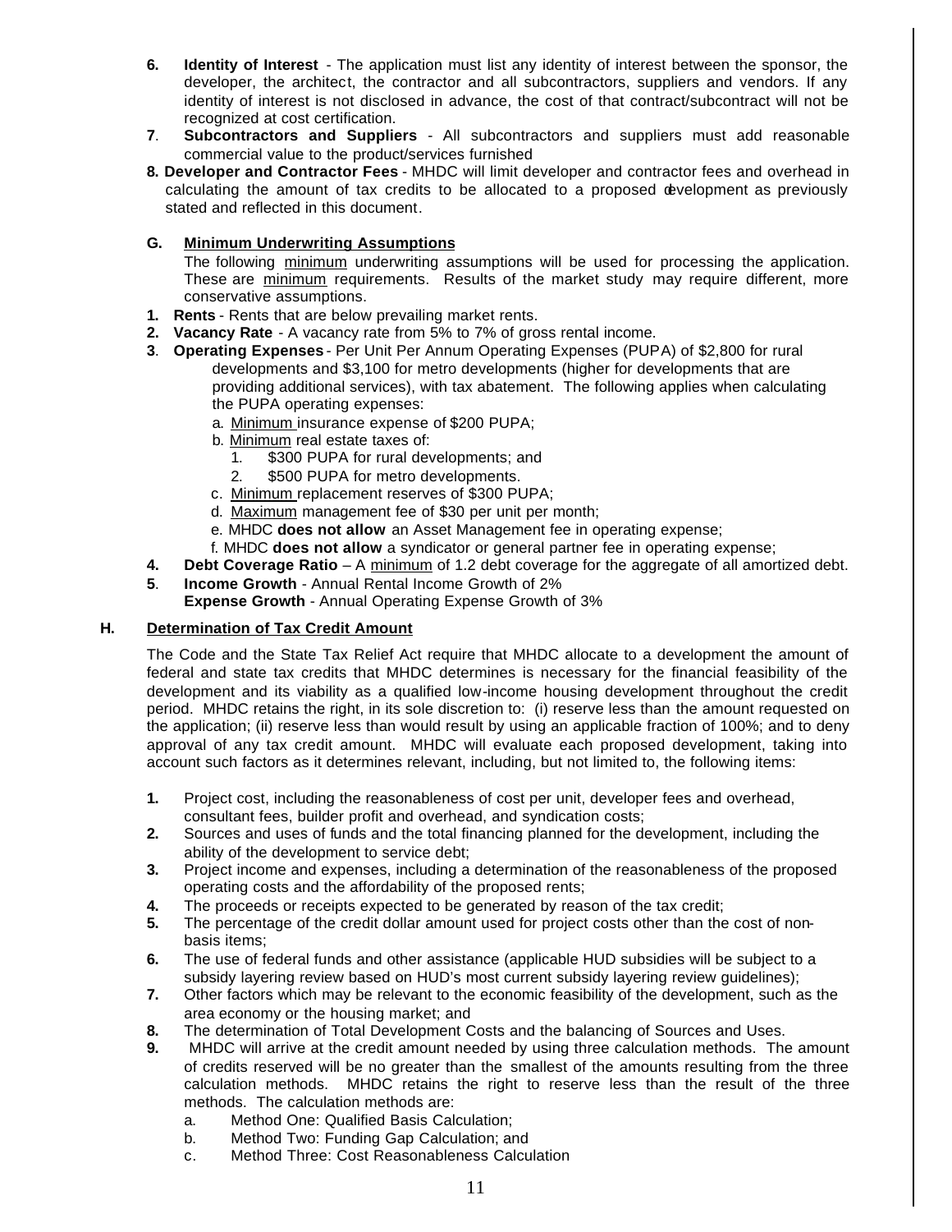6. **Identity of Interest** - The application must list any identity of interest between the sponsor, the developer, the architect, the contractor and all subcontractors, suppliers and vendors. If any identity of interest is not disclosed in advance, the cost of that contract/subcontract will not be recognized at cost certification.
7. **Subcontractors and Suppliers** - All subcontractors and suppliers must add reasonable commercial value to the product/services furnished
8. **Developer and Contractor Fees** - MHDC will limit developer and contractor fees and overhead in calculating the amount of tax credits to be allocated to a proposed development as previously stated and reflected in this document.

## G. Minimum Underwriting Assumptions

The following minimum underwriting assumptions will be used for processing the application. These are minimum requirements. Results of the market study may require different, more conservative assumptions.

1. **Rents** - Rents that are below prevailing market rents.
2. **Vacancy Rate** - A vacancy rate from 5% to 7% of gross rental income.
3. **Operating Expenses** - Per Unit Per Annum Operating Expenses (PUPA) of $2,800 for rural developments and $3,100 for metro developments (higher for developments that are providing additional services), with tax abatement. The following applies when calculating the PUPA operating expenses:
   a. Minimum insurance expense of $200 PUPA;
   b. Minimum real estate taxes of:
      1. $300 PUPA for rural developments; and
      2. $500 PUPA for metro developments.
   c. Minimum replacement reserves of $300 PUPA;
   d. Maximum management fee of $30 per unit per month;
   e. MHDC **does not allow** an Asset Management fee in operating expense;
   f. MHDC **does not allow** a syndicator or general partner fee in operating expense;
4. **Debt Coverage Ratio** – A minimum of 1.2 debt coverage for the aggregate of all amortized debt.
5. **Income Growth** - Annual Rental Income Growth of 2%
   **Expense Growth** - Annual Operating Expense Growth of 3%

## H. Determination of Tax Credit Amount

The Code and the State Tax Relief Act require that MHDC allocate to a development the amount of federal and state tax credits that MHDC determines is necessary for the financial feasibility of the development and its viability as a qualified low-income housing development throughout the credit period. MHDC retains the right, in its sole discretion to: (i) reserve less than the amount requested on the application; (ii) reserve less than would result by using an applicable fraction of 100%; and to deny approval of any tax credit amount. MHDC will evaluate each proposed development, taking into account such factors as it determines relevant, including, but not limited to, the following items:

1. Project cost, including the reasonableness of cost per unit, developer fees and overhead, consultant fees, builder profit and overhead, and syndication costs;
2. Sources and uses of funds and the total financing planned for the development, including the ability of the development to service debt;
3. Project income and expenses, including a determination of the reasonableness of the proposed operating costs and the affordability of the proposed rents;
4. The proceeds or receipts expected to be generated by reason of the tax credit;
5. The percentage of the credit dollar amount used for project costs other than the cost of non-basis items;
6. The use of federal funds and other assistance (applicable HUD subsidies will be subject to a subsidy layering review based on HUD's most current subsidy layering review guidelines);
7. Other factors which may be relevant to the economic feasibility of the development, such as the area economy or the housing market; and
8. The determination of Total Development Costs and the balancing of Sources and Uses.
9. MHDC will arrive at the credit amount needed by using three calculation methods. The amount of credits reserved will be no greater than the smallest of the amounts resulting from the three calculation methods. MHDC retains the right to reserve less than the result of the three methods. The calculation methods are:
   a. Method One: Qualified Basis Calculation;
   b. Method Two: Funding Gap Calculation; and
   c. Method Three: Cost Reasonableness Calculation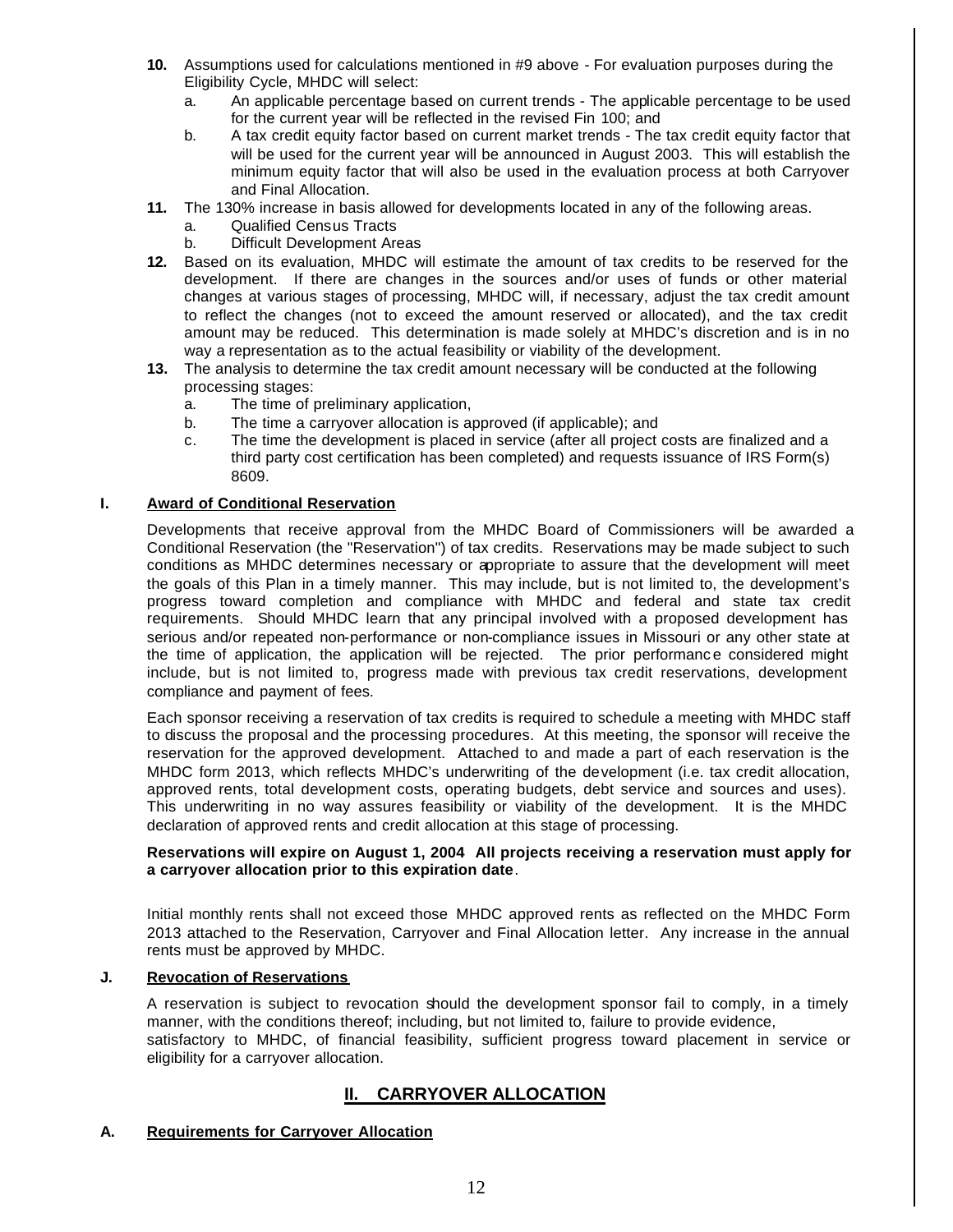**10.** Assumptions used for calculations mentioned in #9 above - For evaluation purposes during the Eligibility Cycle, MHDC will select:

a. An applicable percentage based on current trends - The applicable percentage to be used for the current year will be reflected in the revised Fin 100; and

b. A tax credit equity factor based on current market trends - The tax credit equity factor that will be used for the current year will be announced in August 2003. This will establish the minimum equity factor that will also be used in the evaluation process at both Carryover and Final Allocation.

**11.** The 130% increase in basis allowed for developments located in any of the following areas.

a. Qualified Census Tracts

b. Difficult Development Areas

**12.** Based on its evaluation, MHDC will estimate the amount of tax credits to be reserved for the development. If there are changes in the sources and/or uses of funds or other material changes at various stages of processing, MHDC will, if necessary, adjust the tax credit amount to reflect the changes (not to exceed the amount reserved or allocated), and the tax credit amount may be reduced. This determination is made solely at MHDC's discretion and is in no way a representation as to the actual feasibility or viability of the development.

**13.** The analysis to determine the tax credit amount necessary will be conducted at the following processing stages:

a. The time of preliminary application,

b. The time a carryover allocation is approved (if applicable); and

c. The time the development is placed in service (after all project costs are finalized and a third party cost certification has been completed) and requests issuance of IRS Form(s) 8609.

### I. Award of Conditional Reservation

Developments that receive approval from the MHDC Board of Commissioners will be awarded a Conditional Reservation (the "Reservation") of tax credits. Reservations may be made subject to such conditions as MHDC determines necessary or appropriate to assure that the development will meet the goals of this Plan in a timely manner. This may include, but is not limited to, the development's progress toward completion and compliance with MHDC and federal and state tax credit requirements. Should MHDC learn that any principal involved with a proposed development has serious and/or repeated non-performance or non-compliance issues in Missouri or any other state at the time of application, the application will be rejected. The prior performance considered might include, but is not limited to, progress made with previous tax credit reservations, development compliance and payment of fees.

Each sponsor receiving a reservation of tax credits is required to schedule a meeting with MHDC staff to discuss the proposal and the processing procedures. At this meeting, the sponsor will receive the reservation for the approved development. Attached to and made a part of each reservation is the MHDC form 2013, which reflects MHDC's underwriting of the development (i.e. tax credit allocation, approved rents, total development costs, operating budgets, debt service and sources and uses). This underwriting in no way assures feasibility or viability of the development. It is the MHDC declaration of approved rents and credit allocation at this stage of processing.

**Reservations will expire on August 1, 2004 All projects receiving a reservation must apply for a carryover allocation prior to this expiration date**.

Initial monthly rents shall not exceed those MHDC approved rents as reflected on the MHDC Form 2013 attached to the Reservation, Carryover and Final Allocation letter. Any increase in the annual rents must be approved by MHDC.

### J. Revocation of Reservations

A reservation is subject to revocation should the development sponsor fail to comply, in a timely manner, with the conditions thereof; including, but not limited to, failure to provide evidence, satisfactory to MHDC, of financial feasibility, sufficient progress toward placement in service or eligibility for a carryover allocation.

## II. CARRYOVER ALLOCATION

### A. Requirements for Carryover Allocation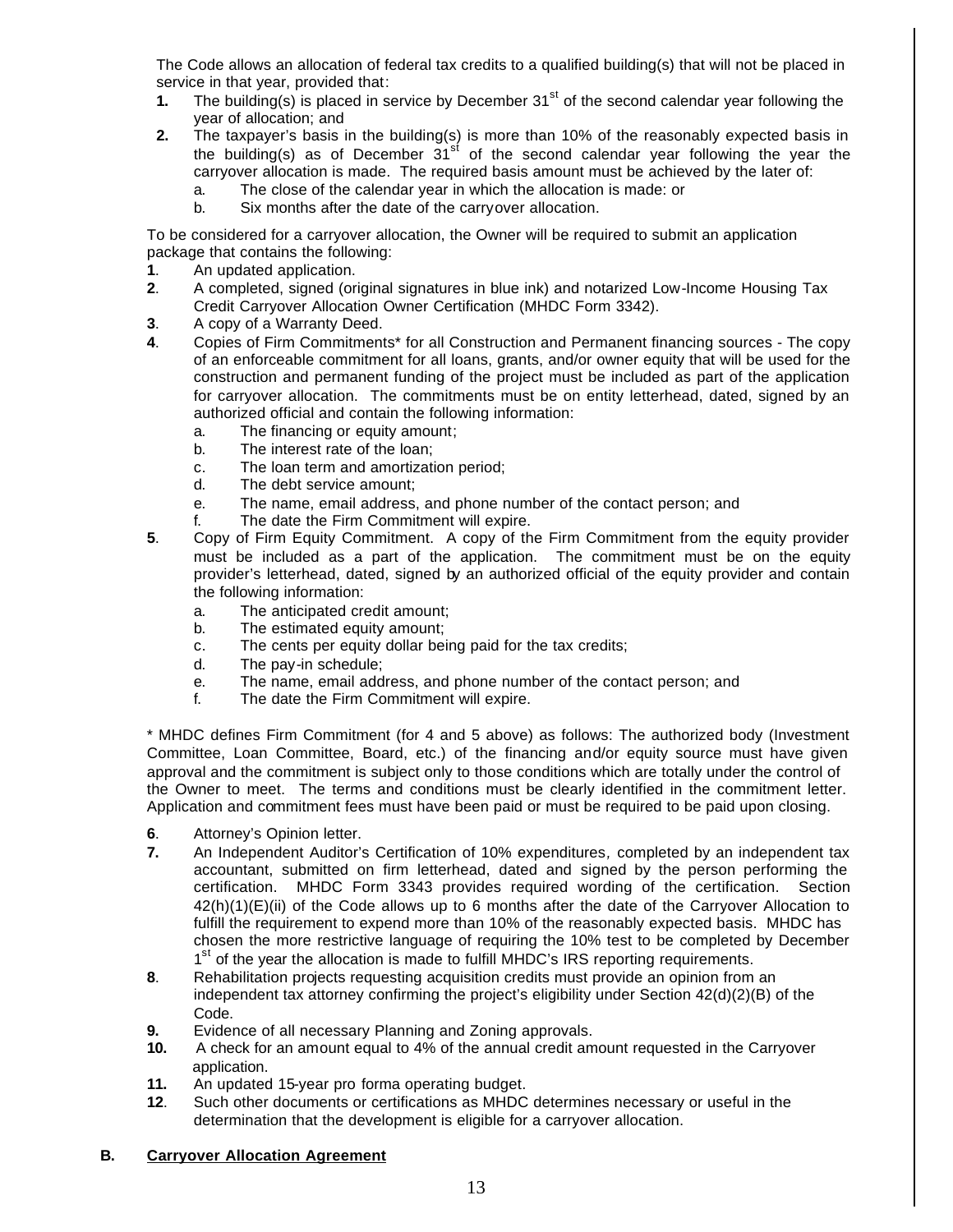The Code allows an allocation of federal tax credits to a qualified building(s) that will not be placed in service in that year, provided that:

1. The building(s) is placed in service by December 31st of the second calendar year following the year of allocation; and
2. The taxpayer's basis in the building(s) is more than 10% of the reasonably expected basis in the building(s) as of December 31st of the second calendar year following the year the carryover allocation is made. The required basis amount must be achieved by the later of:
   a. The close of the calendar year in which the allocation is made: or
   b. Six months after the date of the carryover allocation.

To be considered for a carryover allocation, the Owner will be required to submit an application package that contains the following:

1. An updated application.
2. A completed, signed (original signatures in blue ink) and notarized Low-Income Housing Tax Credit Carryover Allocation Owner Certification (MHDC Form 3342).
3. A copy of a Warranty Deed.
4. Copies of Firm Commitments* for all Construction and Permanent financing sources - The copy of an enforceable commitment for all loans, grants, and/or owner equity that will be used for the construction and permanent funding of the project must be included as part of the application for carryover allocation. The commitments must be on entity letterhead, dated, signed by an authorized official and contain the following information:
   a. The financing or equity amount;
   b. The interest rate of the loan;
   c. The loan term and amortization period;
   d. The debt service amount;
   e. The name, email address, and phone number of the contact person; and
   f. The date the Firm Commitment will expire.
5. Copy of Firm Equity Commitment. A copy of the Firm Commitment from the equity provider must be included as a part of the application. The commitment must be on the equity provider's letterhead, dated, signed by an authorized official of the equity provider and contain the following information:
   a. The anticipated credit amount;
   b. The estimated equity amount;
   c. The cents per equity dollar being paid for the tax credits;
   d. The pay-in schedule;
   e. The name, email address, and phone number of the contact person; and
   f. The date the Firm Commitment will expire.

* MHDC defines Firm Commitment (for 4 and 5 above) as follows: The authorized body (Investment Committee, Loan Committee, Board, etc.) of the financing and/or equity source must have given approval and the commitment is subject only to those conditions which are totally under the control of the Owner to meet. The terms and conditions must be clearly identified in the commitment letter. Application and commitment fees must have been paid or must be required to be paid upon closing.

6. Attorney's Opinion letter.
7. An Independent Auditor's Certification of 10% expenditures, completed by an independent tax accountant, submitted on firm letterhead, dated and signed by the person performing the certification. MHDC Form 3343 provides required wording of the certification. Section 42(h)(1)(E)(ii) of the Code allows up to 6 months after the date of the Carryover Allocation to fulfill the requirement to expend more than 10% of the reasonably expected basis. MHDC has chosen the more restrictive language of requiring the 10% test to be completed by December 1st of the year the allocation is made to fulfill MHDC's IRS reporting requirements.
8. Rehabilitation projects requesting acquisition credits must provide an opinion from an independent tax attorney confirming the project's eligibility under Section 42(d)(2)(B) of the Code.
9. Evidence of all necessary Planning and Zoning approvals.
10. A check for an amount equal to 4% of the annual credit amount requested in the Carryover application.
11. An updated 15-year pro forma operating budget.
12. Such other documents or certifications as MHDC determines necessary or useful in the determination that the development is eligible for a carryover allocation.

**B. <u>Carryover Allocation Agreement</u>**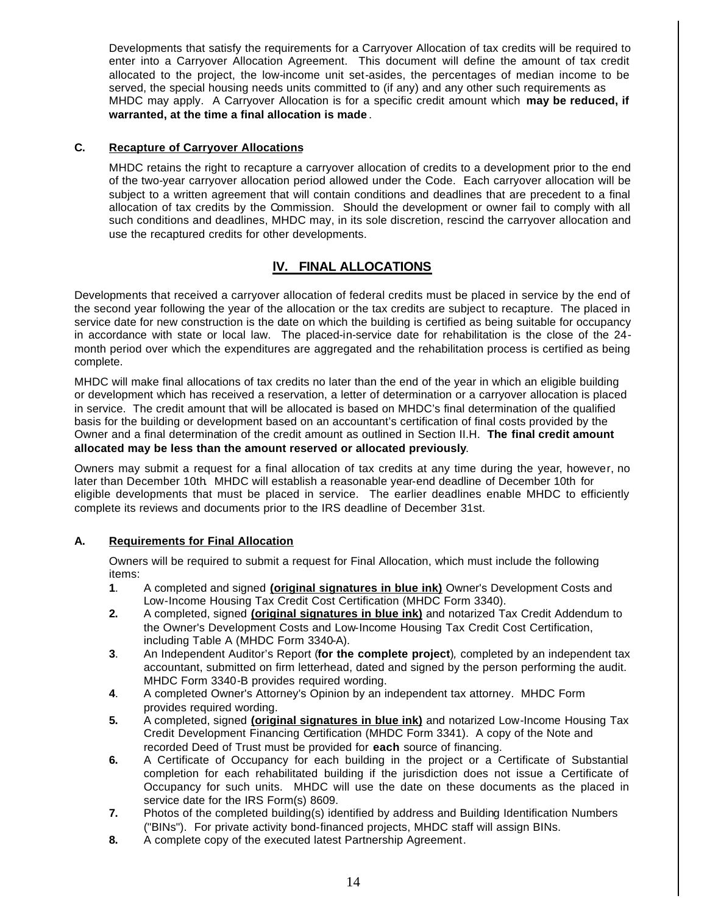Developments that satisfy the requirements for a Carryover Allocation of tax credits will be required to enter into a Carryover Allocation Agreement. This document will define the amount of tax credit allocated to the project, the low-income unit set-asides, the percentages of median income to be served, the special housing needs units committed to (if any) and any other such requirements as MHDC may apply. A Carryover Allocation is for a specific credit amount which **may be reduced, if warranted, at the time a final allocation is made**.

### C. Recapture of Carryover Allocations

MHDC retains the right to recapture a carryover allocation of credits to a development prior to the end of the two-year carryover allocation period allowed under the Code. Each carryover allocation will be subject to a written agreement that will contain conditions and deadlines that are precedent to a final allocation of tax credits by the Commission. Should the development or owner fail to comply with all such conditions and deadlines, MHDC may, in its sole discretion, rescind the carryover allocation and use the recaptured credits for other developments.

## IV. FINAL ALLOCATIONS

Developments that received a carryover allocation of federal credits must be placed in service by the end of the second year following the year of the allocation or the tax credits are subject to recapture. The placed in service date for new construction is the date on which the building is certified as being suitable for occupancy in accordance with state or local law. The placed-in-service date for rehabilitation is the close of the 24-month period over which the expenditures are aggregated and the rehabilitation process is certified as being complete.

MHDC will make final allocations of tax credits no later than the end of the year in which an eligible building or development which has received a reservation, a letter of determination or a carryover allocation is placed in service. The credit amount that will be allocated is based on MHDC's final determination of the qualified basis for the building or development based on an accountant's certification of final costs provided by the Owner and a final determination of the credit amount as outlined in Section II.H. **The final credit amount allocated may be less than the amount reserved or allocated previously**.

Owners may submit a request for a final allocation of tax credits at any time during the year, however, no later than December 10th. MHDC will establish a reasonable year-end deadline of December 10th for eligible developments that must be placed in service. The earlier deadlines enable MHDC to efficiently complete its reviews and documents prior to the IRS deadline of December 31st.

### A. Requirements for Final Allocation

Owners will be required to submit a request for Final Allocation, which must include the following items:

1. A completed and signed **(original signatures in blue ink)** Owner's Development Costs and Low-Income Housing Tax Credit Cost Certification (MHDC Form 3340).
2. A completed, signed **(original signatures in blue ink)** and notarized Tax Credit Addendum to the Owner's Development Costs and Low-Income Housing Tax Credit Cost Certification, including Table A (MHDC Form 3340-A).
3. An Independent Auditor's Report (**for the complete project**), completed by an independent tax accountant, submitted on firm letterhead, dated and signed by the person performing the audit. MHDC Form 3340-B provides required wording.
4. A completed Owner's Attorney's Opinion by an independent tax attorney. MHDC Form provides required wording.
5. A completed, signed **(original signatures in blue ink)** and notarized Low-Income Housing Tax Credit Development Financing Certification (MHDC Form 3341). A copy of the Note and recorded Deed of Trust must be provided for **each** source of financing.
6. A Certificate of Occupancy for each building in the project or a Certificate of Substantial completion for each rehabilitated building if the jurisdiction does not issue a Certificate of Occupancy for such units. MHDC will use the date on these documents as the placed in service date for the IRS Form(s) 8609.
7. Photos of the completed building(s) identified by address and Building Identification Numbers ("BINs"). For private activity bond-financed projects, MHDC staff will assign BINs.
8. A complete copy of the executed latest Partnership Agreement.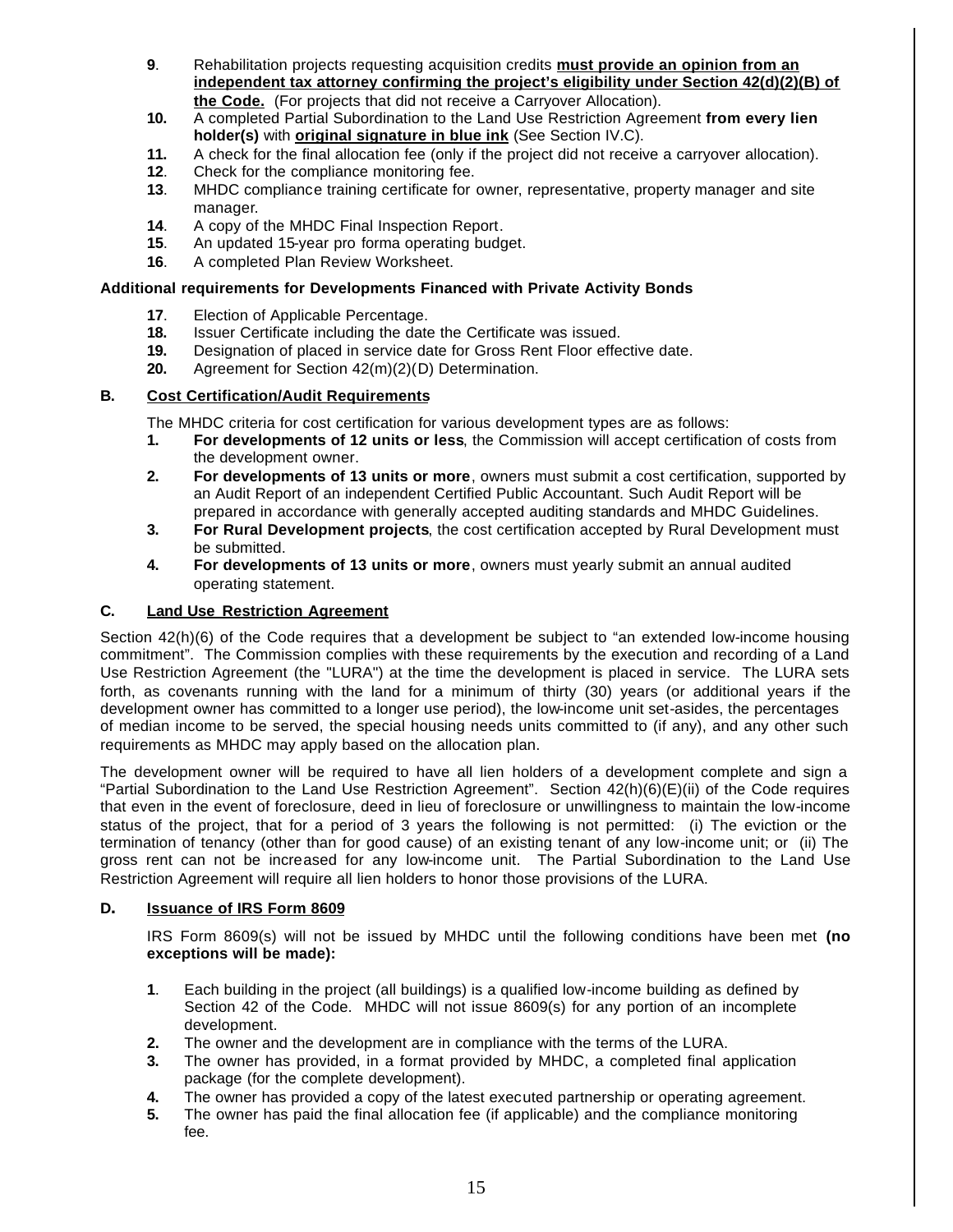9. Rehabilitation projects requesting acquisition credits **must provide an opinion from an independent tax attorney confirming the project's eligibility under Section 42(d)(2)(B) of the Code.** (For projects that did not receive a Carryover Allocation).
10. A completed Partial Subordination to the Land Use Restriction Agreement **from every lien holder(s)** with **original signature in blue ink** (See Section IV.C).
11. A check for the final allocation fee (only if the project did not receive a carryover allocation).
12. Check for the compliance monitoring fee.
13. MHDC compliance training certificate for owner, representative, property manager and site manager.
14. A copy of the MHDC Final Inspection Report.
15. An updated 15-year pro forma operating budget.
16. A completed Plan Review Worksheet.

**Additional requirements for Developments Financed with Private Activity Bonds**

17. Election of Applicable Percentage.
18. Issuer Certificate including the date the Certificate was issued.
19. Designation of placed in service date for Gross Rent Floor effective date.
20. Agreement for Section 42(m)(2)(D) Determination.

### B. Cost Certification/Audit Requirements

The MHDC criteria for cost certification for various development types are as follows:

1. **For developments of 12 units or less**, the Commission will accept certification of costs from the development owner.
2. **For developments of 13 units or more**, owners must submit a cost certification, supported by an Audit Report of an independent Certified Public Accountant. Such Audit Report will be prepared in accordance with generally accepted auditing standards and MHDC Guidelines.
3. **For Rural Development projects**, the cost certification accepted by Rural Development must be submitted.
4. **For developments of 13 units or more**, owners must yearly submit an annual audited operating statement.

### C. Land Use Restriction Agreement

Section 42(h)(6) of the Code requires that a development be subject to "an extended low-income housing commitment". The Commission complies with these requirements by the execution and recording of a Land Use Restriction Agreement (the "LURA") at the time the development is placed in service. The LURA sets forth, as covenants running with the land for a minimum of thirty (30) years (or additional years if the development owner has committed to a longer use period), the low-income unit set-asides, the percentages of median income to be served, the special housing needs units committed to (if any), and any other such requirements as MHDC may apply based on the allocation plan.

The development owner will be required to have all lien holders of a development complete and sign a "Partial Subordination to the Land Use Restriction Agreement". Section 42(h)(6)(E)(ii) of the Code requires that even in the event of foreclosure, deed in lieu of foreclosure or unwillingness to maintain the low-income status of the project, that for a period of 3 years the following is not permitted: (i) The eviction or the termination of tenancy (other than for good cause) of an existing tenant of any low-income unit; or (ii) The gross rent can not be increased for any low-income unit. The Partial Subordination to the Land Use Restriction Agreement will require all lien holders to honor those provisions of the LURA.

### D. Issuance of IRS Form 8609

IRS Form 8609(s) will not be issued by MHDC until the following conditions have been met **(no exceptions will be made):**

1. Each building in the project (all buildings) is a qualified low-income building as defined by Section 42 of the Code. MHDC will not issue 8609(s) for any portion of an incomplete development.
2. The owner and the development are in compliance with the terms of the LURA.
3. The owner has provided, in a format provided by MHDC, a completed final application package (for the complete development).
4. The owner has provided a copy of the latest executed partnership or operating agreement.
5. The owner has paid the final allocation fee (if applicable) and the compliance monitoring fee.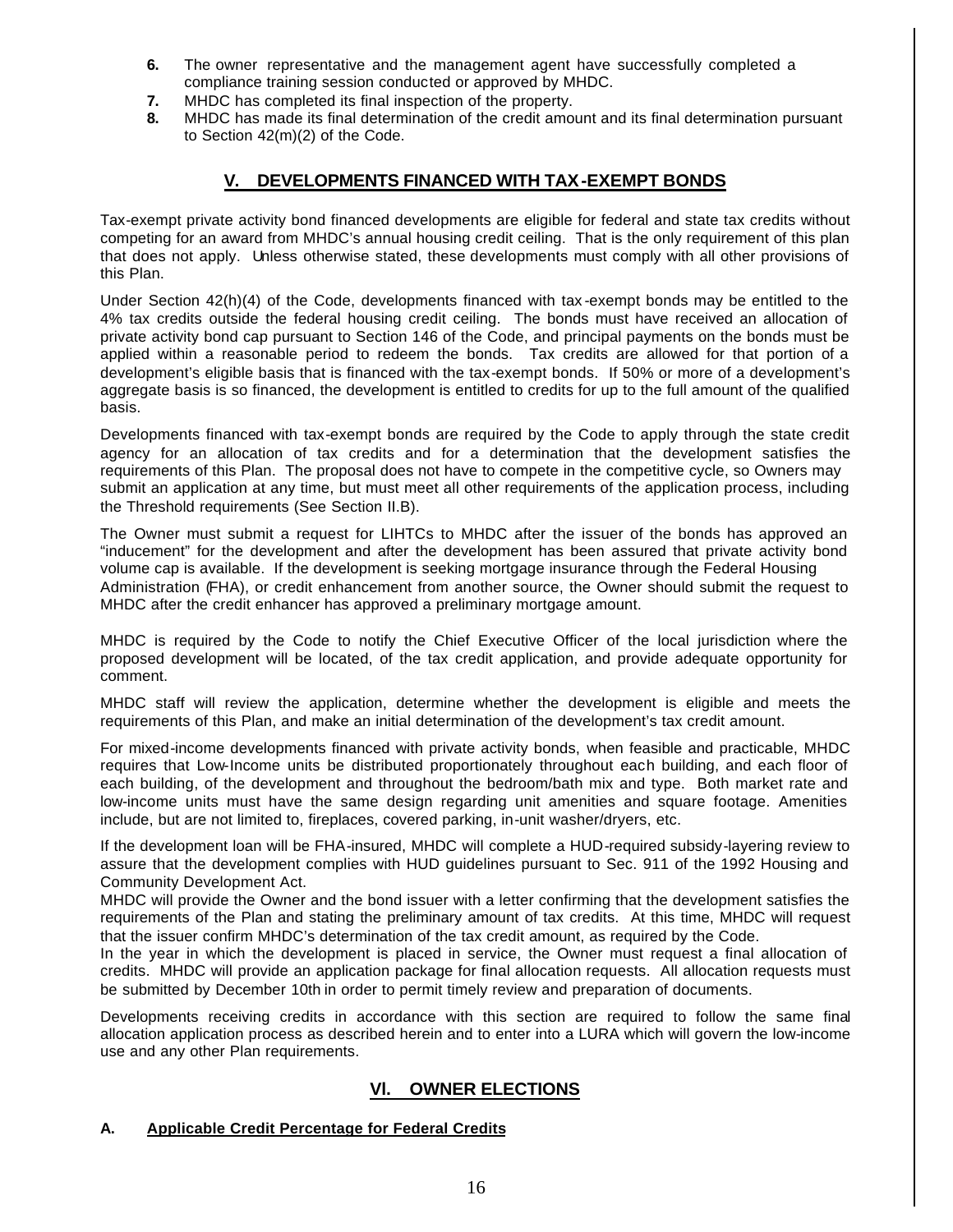6. The owner representative and the management agent have successfully completed a compliance training session conducted or approved by MHDC.
7. MHDC has completed its final inspection of the property.
8. MHDC has made its final determination of the credit amount and its final determination pursuant to Section 42(m)(2) of the Code.

## V. DEVELOPMENTS FINANCED WITH TAX-EXEMPT BONDS

Tax-exempt private activity bond financed developments are eligible for federal and state tax credits without competing for an award from MHDC's annual housing credit ceiling. That is the only requirement of this plan that does not apply. Unless otherwise stated, these developments must comply with all other provisions of this Plan.

Under Section 42(h)(4) of the Code, developments financed with tax-exempt bonds may be entitled to the 4% tax credits outside the federal housing credit ceiling. The bonds must have received an allocation of private activity bond cap pursuant to Section 146 of the Code, and principal payments on the bonds must be applied within a reasonable period to redeem the bonds. Tax credits are allowed for that portion of a development's eligible basis that is financed with the tax-exempt bonds. If 50% or more of a development's aggregate basis is so financed, the development is entitled to credits for up to the full amount of the qualified basis.

Developments financed with tax-exempt bonds are required by the Code to apply through the state credit agency for an allocation of tax credits and for a determination that the development satisfies the requirements of this Plan. The proposal does not have to compete in the competitive cycle, so Owners may submit an application at any time, but must meet all other requirements of the application process, including the Threshold requirements (See Section II.B).

The Owner must submit a request for LIHTCs to MHDC after the issuer of the bonds has approved an "inducement" for the development and after the development has been assured that private activity bond volume cap is available. If the development is seeking mortgage insurance through the Federal Housing Administration (FHA), or credit enhancement from another source, the Owner should submit the request to MHDC after the credit enhancer has approved a preliminary mortgage amount.

MHDC is required by the Code to notify the Chief Executive Officer of the local jurisdiction where the proposed development will be located, of the tax credit application, and provide adequate opportunity for comment.

MHDC staff will review the application, determine whether the development is eligible and meets the requirements of this Plan, and make an initial determination of the development's tax credit amount.

For mixed-income developments financed with private activity bonds, when feasible and practicable, MHDC requires that Low-Income units be distributed proportionately throughout each building, and each floor of each building, of the development and throughout the bedroom/bath mix and type. Both market rate and low-income units must have the same design regarding unit amenities and square footage. Amenities include, but are not limited to, fireplaces, covered parking, in-unit washer/dryers, etc.

If the development loan will be FHA-insured, MHDC will complete a HUD-required subsidy-layering review to assure that the development complies with HUD guidelines pursuant to Sec. 911 of the 1992 Housing and Community Development Act.

MHDC will provide the Owner and the bond issuer with a letter confirming that the development satisfies the requirements of the Plan and stating the preliminary amount of tax credits. At this time, MHDC will request that the issuer confirm MHDC's determination of the tax credit amount, as required by the Code.

In the year in which the development is placed in service, the Owner must request a final allocation of credits. MHDC will provide an application package for final allocation requests. All allocation requests must be submitted by December 10th in order to permit timely review and preparation of documents.

Developments receiving credits in accordance with this section are required to follow the same final allocation application process as described herein and to enter into a LURA which will govern the low-income use and any other Plan requirements.

## VI. OWNER ELECTIONS

### A. Applicable Credit Percentage for Federal Credits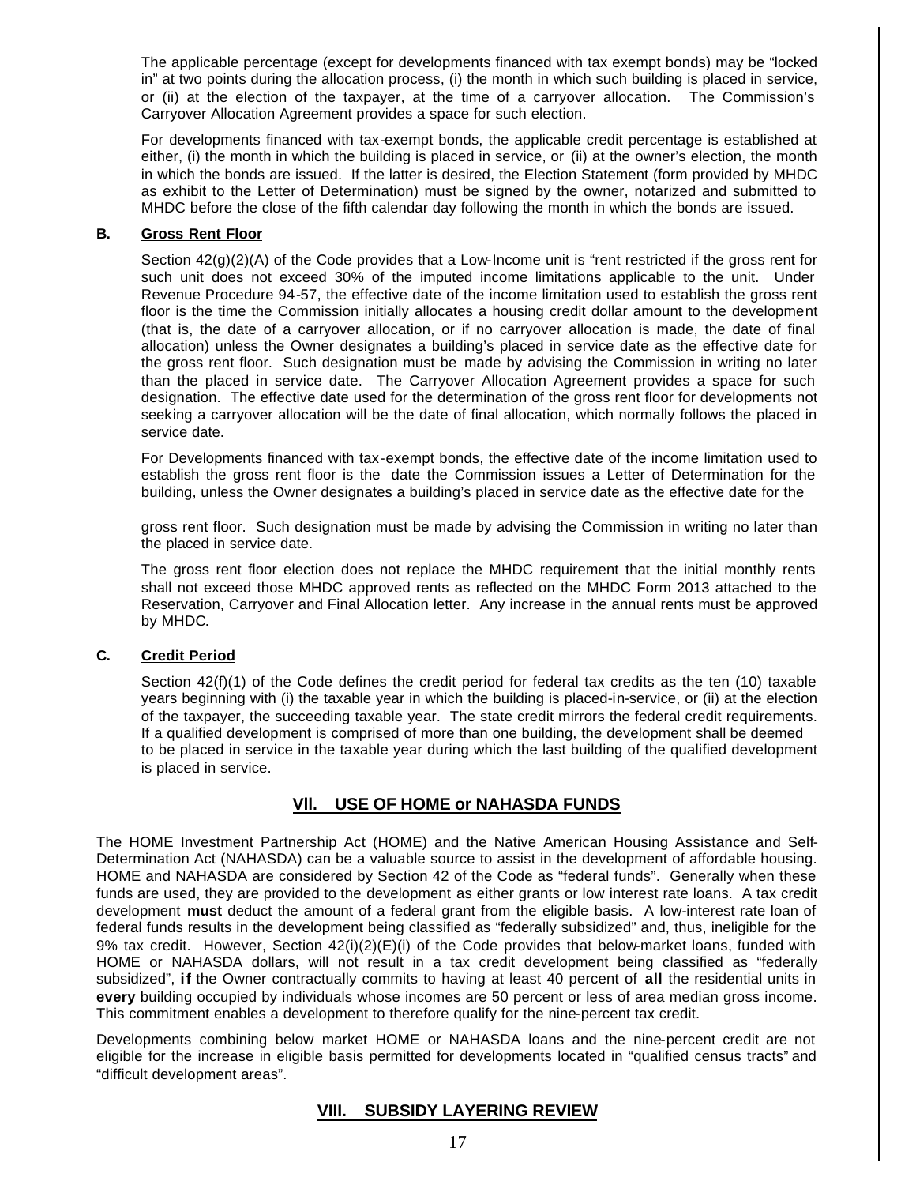The applicable percentage (except for developments financed with tax exempt bonds) may be "locked in" at two points during the allocation process, (i) the month in which such building is placed in service, or (ii) at the election of the taxpayer, at the time of a carryover allocation. The Commission's Carryover Allocation Agreement provides a space for such election.

For developments financed with tax-exempt bonds, the applicable credit percentage is established at either, (i) the month in which the building is placed in service, or (ii) at the owner's election, the month in which the bonds are issued. If the latter is desired, the Election Statement (form provided by MHDC as exhibit to the Letter of Determination) must be signed by the owner, notarized and submitted to MHDC before the close of the fifth calendar day following the month in which the bonds are issued.

### B. Gross Rent Floor

Section 42(g)(2)(A) of the Code provides that a Low-Income unit is "rent restricted if the gross rent for such unit does not exceed 30% of the imputed income limitations applicable to the unit. Under Revenue Procedure 94-57, the effective date of the income limitation used to establish the gross rent floor is the time the Commission initially allocates a housing credit dollar amount to the development (that is, the date of a carryover allocation, or if no carryover allocation is made, the date of final allocation) unless the Owner designates a building's placed in service date as the effective date for the gross rent floor. Such designation must be made by advising the Commission in writing no later than the placed in service date. The Carryover Allocation Agreement provides a space for such designation. The effective date used for the determination of the gross rent floor for developments not seeking a carryover allocation will be the date of final allocation, which normally follows the placed in service date.

For Developments financed with tax-exempt bonds, the effective date of the income limitation used to establish the gross rent floor is the date the Commission issues a Letter of Determination for the building, unless the Owner designates a building's placed in service date as the effective date for the gross rent floor. Such designation must be made by advising the Commission in writing no later than the placed in service date.

The gross rent floor election does not replace the MHDC requirement that the initial monthly rents shall not exceed those MHDC approved rents as reflected on the MHDC Form 2013 attached to the Reservation, Carryover and Final Allocation letter. Any increase in the annual rents must be approved by MHDC.

### C. Credit Period

Section 42(f)(1) of the Code defines the credit period for federal tax credits as the ten (10) taxable years beginning with (i) the taxable year in which the building is placed-in-service, or (ii) at the election of the taxpayer, the succeeding taxable year. The state credit mirrors the federal credit requirements. If a qualified development is comprised of more than one building, the development shall be deemed to be placed in service in the taxable year during which the last building of the qualified development is placed in service.

## VII. USE OF HOME or NAHASDA FUNDS

The HOME Investment Partnership Act (HOME) and the Native American Housing Assistance and Self-Determination Act (NAHASDA) can be a valuable source to assist in the development of affordable housing. HOME and NAHASDA are considered by Section 42 of the Code as "federal funds". Generally when these funds are used, they are provided to the development as either grants or low interest rate loans. A tax credit development **must** deduct the amount of a federal grant from the eligible basis. A low-interest rate loan of federal funds results in the development being classified as "federally subsidized" and, thus, ineligible for the 9% tax credit. However, Section 42(i)(2)(E)(i) of the Code provides that below-market loans, funded with HOME or NAHASDA dollars, will not result in a tax credit development being classified as "federally subsidized", **if** the Owner contractually commits to having at least 40 percent of **all** the residential units in **every** building occupied by individuals whose incomes are 50 percent or less of area median gross income. This commitment enables a development to therefore qualify for the nine-percent tax credit.

Developments combining below market HOME or NAHASDA loans and the nine-percent credit are not eligible for the increase in eligible basis permitted for developments located in "qualified census tracts" and "difficult development areas".

## VIII. SUBSIDY LAYERING REVIEW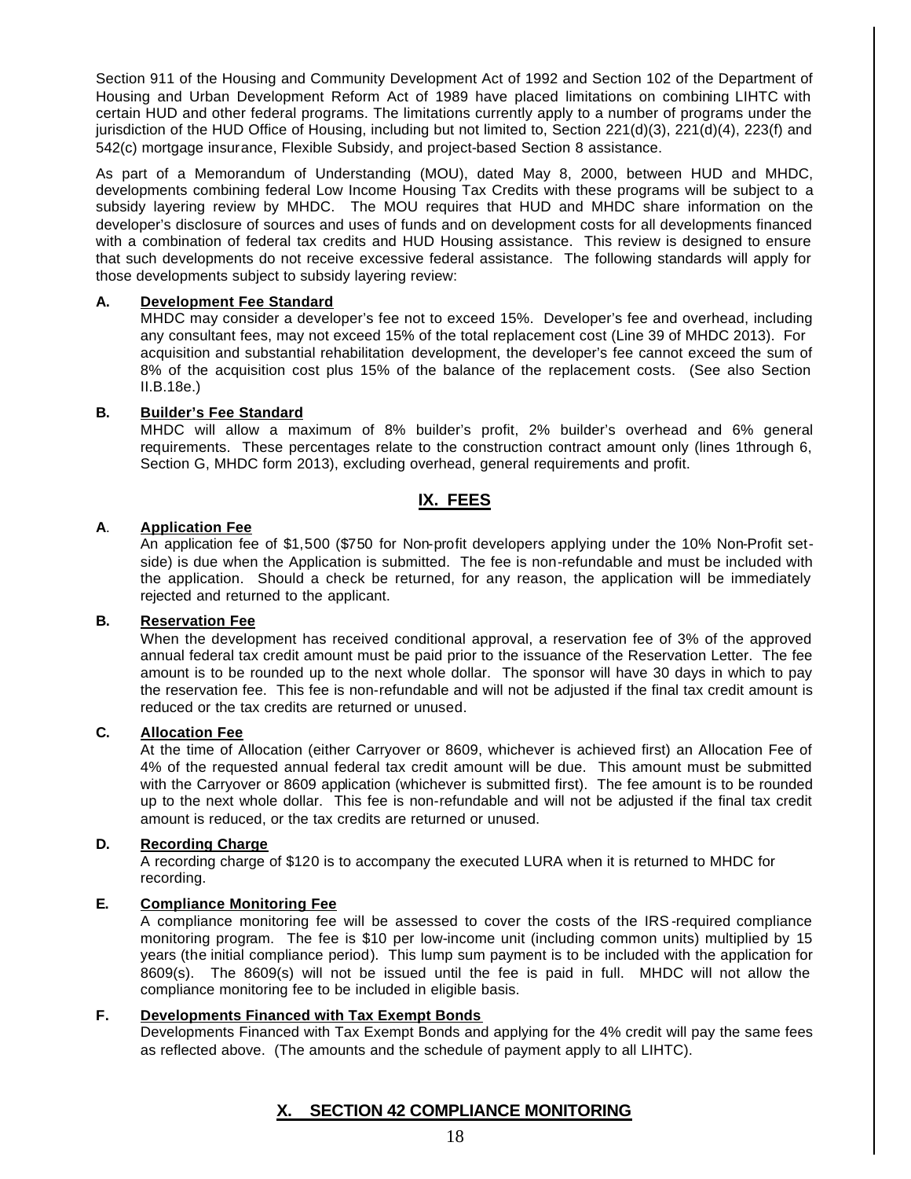Section 911 of the Housing and Community Development Act of 1992 and Section 102 of the Department of Housing and Urban Development Reform Act of 1989 have placed limitations on combining LIHTC with certain HUD and other federal programs. The limitations currently apply to a number of programs under the jurisdiction of the HUD Office of Housing, including but not limited to, Section 221(d)(3), 221(d)(4), 223(f) and 542(c) mortgage insurance, Flexible Subsidy, and project-based Section 8 assistance.

As part of a Memorandum of Understanding (MOU), dated May 8, 2000, between HUD and MHDC, developments combining federal Low Income Housing Tax Credits with these programs will be subject to a subsidy layering review by MHDC. The MOU requires that HUD and MHDC share information on the developer's disclosure of sources and uses of funds and on development costs for all developments financed with a combination of federal tax credits and HUD Housing assistance. This review is designed to ensure that such developments do not receive excessive federal assistance. The following standards will apply for those developments subject to subsidy layering review:

**A. Development Fee Standard**

MHDC may consider a developer's fee not to exceed 15%. Developer's fee and overhead, including any consultant fees, may not exceed 15% of the total replacement cost (Line 39 of MHDC 2013). For acquisition and substantial rehabilitation development, the developer's fee cannot exceed the sum of 8% of the acquisition cost plus 15% of the balance of the replacement costs. (See also Section II.B.18e.)

**B. Builder's Fee Standard**

MHDC will allow a maximum of 8% builder's profit, 2% builder's overhead and 6% general requirements. These percentages relate to the construction contract amount only (lines 1through 6, Section G, MHDC form 2013), excluding overhead, general requirements and profit.

## IX. FEES

**A. Application Fee**

An application fee of $1,500 ($750 for Non-profit developers applying under the 10% Non-Profit set-side) is due when the Application is submitted. The fee is non-refundable and must be included with the application. Should a check be returned, for any reason, the application will be immediately rejected and returned to the applicant.

**B. Reservation Fee**

When the development has received conditional approval, a reservation fee of 3% of the approved annual federal tax credit amount must be paid prior to the issuance of the Reservation Letter. The fee amount is to be rounded up to the next whole dollar. The sponsor will have 30 days in which to pay the reservation fee. This fee is non-refundable and will not be adjusted if the final tax credit amount is reduced or the tax credits are returned or unused.

**C. Allocation Fee**

At the time of Allocation (either Carryover or 8609, whichever is achieved first) an Allocation Fee of 4% of the requested annual federal tax credit amount will be due. This amount must be submitted with the Carryover or 8609 application (whichever is submitted first). The fee amount is to be rounded up to the next whole dollar. This fee is non-refundable and will not be adjusted if the final tax credit amount is reduced, or the tax credits are returned or unused.

**D. Recording Charge**

A recording charge of $120 is to accompany the executed LURA when it is returned to MHDC for recording.

**E. Compliance Monitoring Fee**

A compliance monitoring fee will be assessed to cover the costs of the IRS-required compliance monitoring program. The fee is $10 per low-income unit (including common units) multiplied by 15 years (the initial compliance period). This lump sum payment is to be included with the application for 8609(s). The 8609(s) will not be issued until the fee is paid in full. MHDC will not allow the compliance monitoring fee to be included in eligible basis.

**F. Developments Financed with Tax Exempt Bonds**

Developments Financed with Tax Exempt Bonds and applying for the 4% credit will pay the same fees as reflected above. (The amounts and the schedule of payment apply to all LIHTC).

## X. SECTION 42 COMPLIANCE MONITORING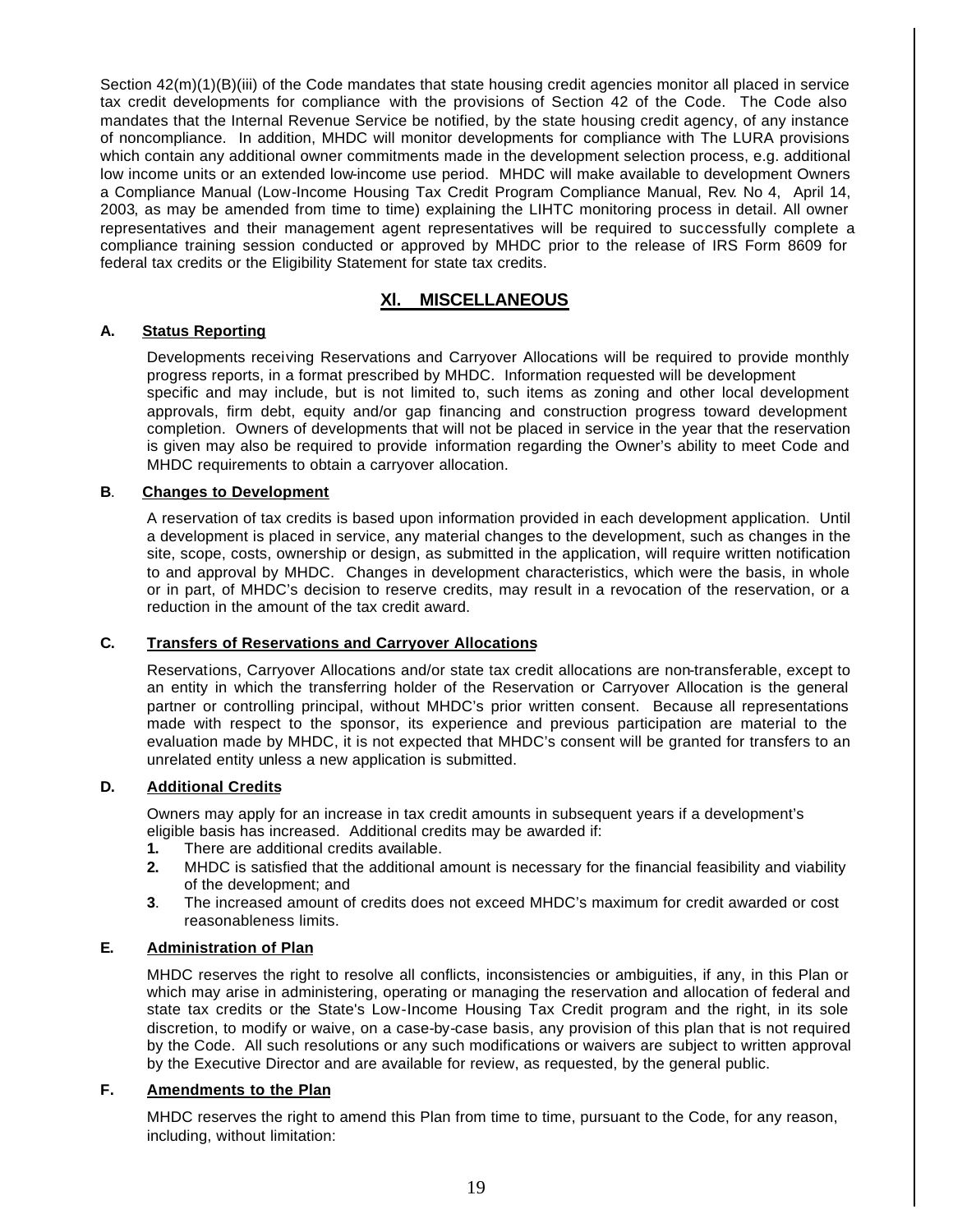Section 42(m)(1)(B)(iii) of the Code mandates that state housing credit agencies monitor all placed in service tax credit developments for compliance with the provisions of Section 42 of the Code. The Code also mandates that the Internal Revenue Service be notified, by the state housing credit agency, of any instance of noncompliance. In addition, MHDC will monitor developments for compliance with The LURA provisions which contain any additional owner commitments made in the development selection process, e.g. additional low income units or an extended low-income use period. MHDC will make available to development Owners a Compliance Manual (Low-Income Housing Tax Credit Program Compliance Manual, Rev. No 4, April 14, 2003, as may be amended from time to time) explaining the LIHTC monitoring process in detail. All owner representatives and their management agent representatives will be required to successfully complete a compliance training session conducted or approved by MHDC prior to the release of IRS Form 8609 for federal tax credits or the Eligibility Statement for state tax credits.

## XI. MISCELLANEOUS

### A. Status Reporting

Developments receiving Reservations and Carryover Allocations will be required to provide monthly progress reports, in a format prescribed by MHDC. Information requested will be development specific and may include, but is not limited to, such items as zoning and other local development approvals, firm debt, equity and/or gap financing and construction progress toward development completion. Owners of developments that will not be placed in service in the year that the reservation is given may also be required to provide information regarding the Owner's ability to meet Code and MHDC requirements to obtain a carryover allocation.

### B. Changes to Development

A reservation of tax credits is based upon information provided in each development application. Until a development is placed in service, any material changes to the development, such as changes in the site, scope, costs, ownership or design, as submitted in the application, will require written notification to and approval by MHDC. Changes in development characteristics, which were the basis, in whole or in part, of MHDC's decision to reserve credits, may result in a revocation of the reservation, or a reduction in the amount of the tax credit award.

### C. Transfers of Reservations and Carryover Allocations

Reservations, Carryover Allocations and/or state tax credit allocations are non-transferable, except to an entity in which the transferring holder of the Reservation or Carryover Allocation is the general partner or controlling principal, without MHDC's prior written consent. Because all representations made with respect to the sponsor, its experience and previous participation are material to the evaluation made by MHDC, it is not expected that MHDC's consent will be granted for transfers to an unrelated entity unless a new application is submitted.

### D. Additional Credits

Owners may apply for an increase in tax credit amounts in subsequent years if a development's eligible basis has increased. Additional credits may be awarded if:

1. There are additional credits available.
2. MHDC is satisfied that the additional amount is necessary for the financial feasibility and viability of the development; and
3. The increased amount of credits does not exceed MHDC's maximum for credit awarded or cost reasonableness limits.

### E. Administration of Plan

MHDC reserves the right to resolve all conflicts, inconsistencies or ambiguities, if any, in this Plan or which may arise in administering, operating or managing the reservation and allocation of federal and state tax credits or the State's Low-Income Housing Tax Credit program and the right, in its sole discretion, to modify or waive, on a case-by-case basis, any provision of this plan that is not required by the Code. All such resolutions or any such modifications or waivers are subject to written approval by the Executive Director and are available for review, as requested, by the general public.

### F. Amendments to the Plan

MHDC reserves the right to amend this Plan from time to time, pursuant to the Code, for any reason, including, without limitation: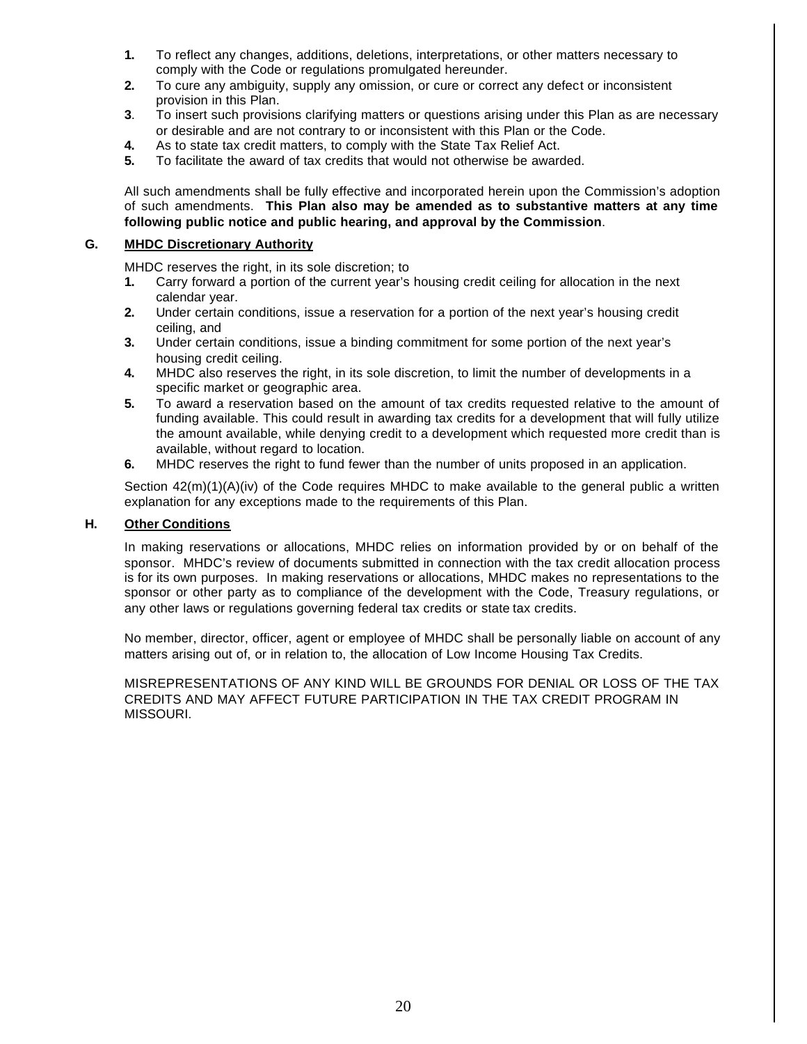1. To reflect any changes, additions, deletions, interpretations, or other matters necessary to comply with the Code or regulations promulgated hereunder.
2. To cure any ambiguity, supply any omission, or cure or correct any defect or inconsistent provision in this Plan.
3. To insert such provisions clarifying matters or questions arising under this Plan as are necessary or desirable and are not contrary to or inconsistent with this Plan or the Code.
4. As to state tax credit matters, to comply with the State Tax Relief Act.
5. To facilitate the award of tax credits that would not otherwise be awarded.

All such amendments shall be fully effective and incorporated herein upon the Commission's adoption of such amendments. **This Plan also may be amended as to substantive matters at any time following public notice and public hearing, and approval by the Commission**.

### G. MHDC Discretionary Authority

MHDC reserves the right, in its sole discretion; to

1. Carry forward a portion of the current year's housing credit ceiling for allocation in the next calendar year.
2. Under certain conditions, issue a reservation for a portion of the next year's housing credit ceiling, and
3. Under certain conditions, issue a binding commitment for some portion of the next year's housing credit ceiling.
4. MHDC also reserves the right, in its sole discretion, to limit the number of developments in a specific market or geographic area.
5. To award a reservation based on the amount of tax credits requested relative to the amount of funding available. This could result in awarding tax credits for a development that will fully utilize the amount available, while denying credit to a development which requested more credit than is available, without regard to location.
6. MHDC reserves the right to fund fewer than the number of units proposed in an application.

Section 42(m)(1)(A)(iv) of the Code requires MHDC to make available to the general public a written explanation for any exceptions made to the requirements of this Plan.

### H. Other Conditions

In making reservations or allocations, MHDC relies on information provided by or on behalf of the sponsor. MHDC's review of documents submitted in connection with the tax credit allocation process is for its own purposes. In making reservations or allocations, MHDC makes no representations to the sponsor or other party as to compliance of the development with the Code, Treasury regulations, or any other laws or regulations governing federal tax credits or state tax credits.

No member, director, officer, agent or employee of MHDC shall be personally liable on account of any matters arising out of, or in relation to, the allocation of Low Income Housing Tax Credits.

MISREPRESENTATIONS OF ANY KIND WILL BE GROUNDS FOR DENIAL OR LOSS OF THE TAX CREDITS AND MAY AFFECT FUTURE PARTICIPATION IN THE TAX CREDIT PROGRAM IN MISSOURI.